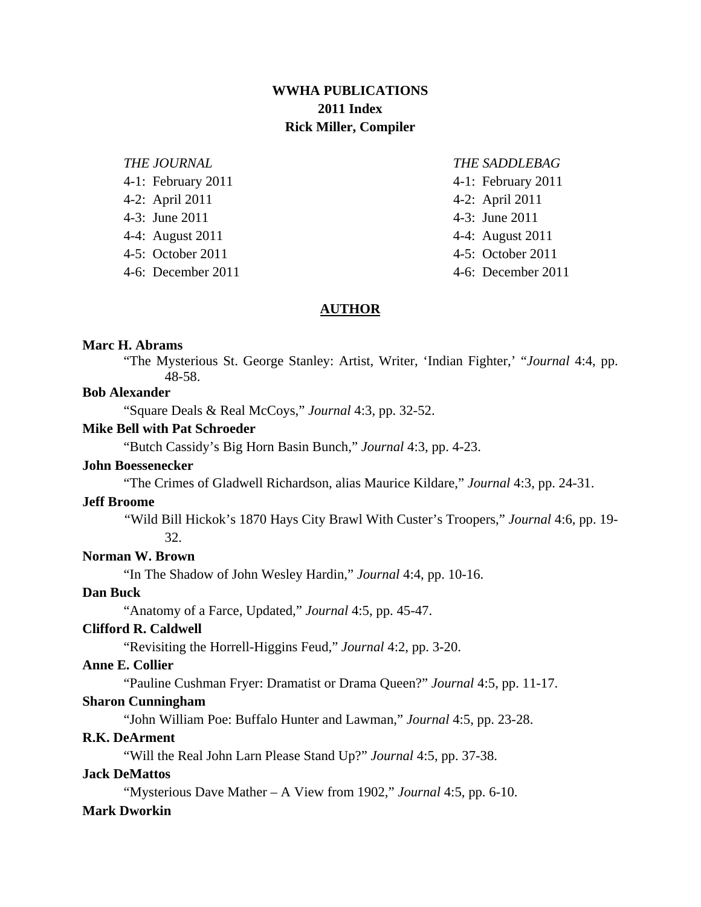**WWHA PUBLICATIONS**
**2011 Index**
**Rick Miller, Compiler**

*THE JOURNAL*
4-1: February 2011
4-2: April 2011
4-3: June 2011
4-4: August 2011
4-5: October 2011
4-6: December 2011

*THE SADDLEBAG*
4-1: February 2011
4-2: April 2011
4-3: June 2011
4-4: August 2011
4-5: October 2011
4-6: December 2011

## AUTHOR

**Marc H. Abrams**

"The Mysterious St. George Stanley: Artist, Writer, 'Indian Fighter,' "*Journal* 4:4, pp. 48-58.

**Bob Alexander**

"Square Deals & Real McCoys," *Journal* 4:3, pp. 32-52.

**Mike Bell with Pat Schroeder**

"Butch Cassidy's Big Horn Basin Bunch," *Journal* 4:3, pp. 4-23.

**John Boessenecker**

"The Crimes of Gladwell Richardson, alias Maurice Kildare," *Journal* 4:3, pp. 24-31.

**Jeff Broome**

"Wild Bill Hickok's 1870 Hays City Brawl With Custer's Troopers," *Journal* 4:6, pp. 19-32.

**Norman W. Brown**

"In The Shadow of John Wesley Hardin," *Journal* 4:4, pp. 10-16.

**Dan Buck**

"Anatomy of a Farce, Updated," *Journal* 4:5, pp. 45-47.

**Clifford R. Caldwell**

"Revisiting the Horrell-Higgins Feud," *Journal* 4:2, pp. 3-20.

**Anne E. Collier**

"Pauline Cushman Fryer: Dramatist or Drama Queen?" *Journal* 4:5, pp. 11-17.

**Sharon Cunningham**

"John William Poe: Buffalo Hunter and Lawman," *Journal* 4:5, pp. 23-28.

**R.K. DeArment**

"Will the Real John Larn Please Stand Up?" *Journal* 4:5, pp. 37-38.

**Jack DeMattos**

"Mysterious Dave Mather – A View from 1902," *Journal* 4:5, pp. 6-10.

**Mark Dworkin**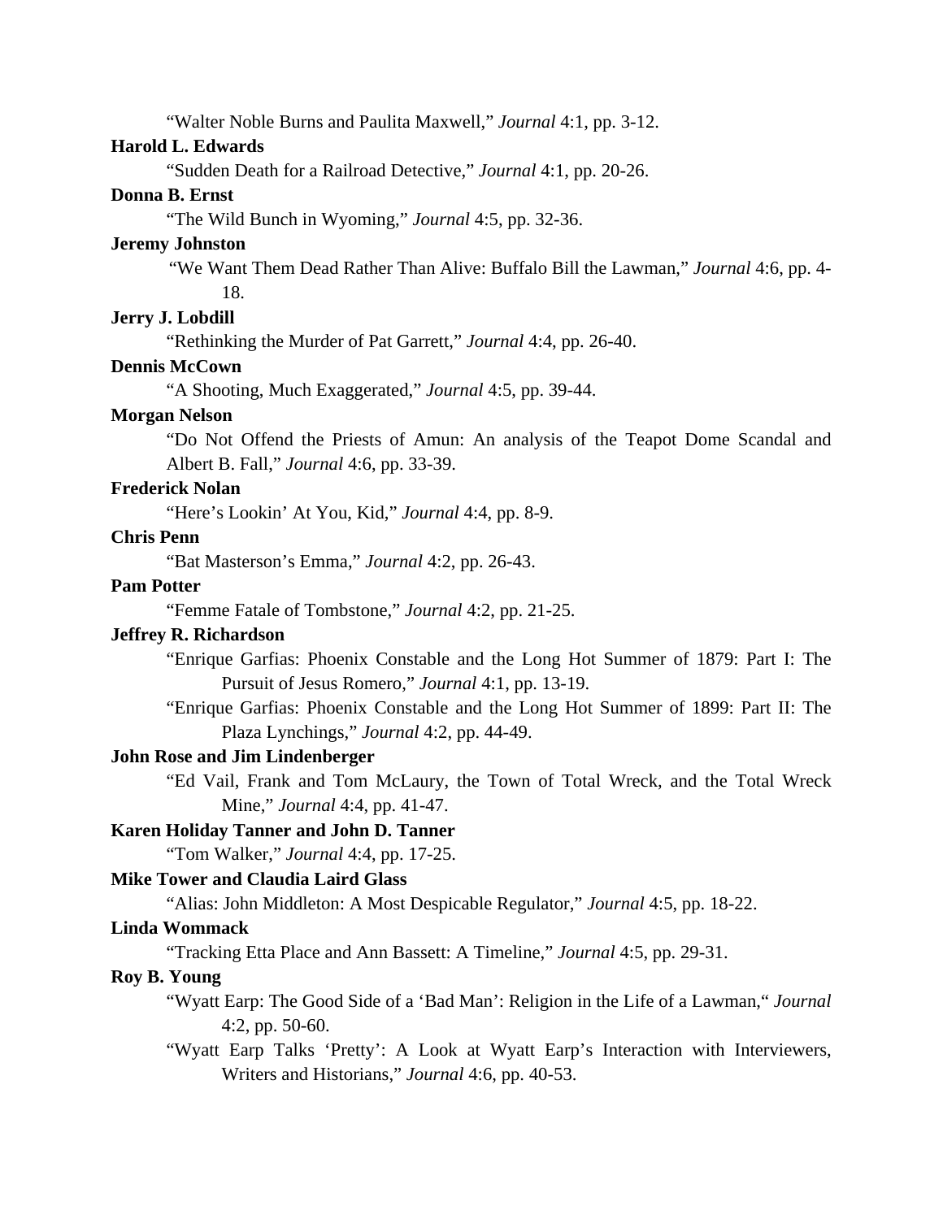"Walter Noble Burns and Paulita Maxwell," *Journal* 4:1, pp. 3-12.

**Harold L. Edwards**

"Sudden Death for a Railroad Detective," *Journal* 4:1, pp. 20-26.

**Donna B. Ernst**

"The Wild Bunch in Wyoming," *Journal* 4:5, pp. 32-36.

**Jeremy Johnston**

"We Want Them Dead Rather Than Alive: Buffalo Bill the Lawman," *Journal* 4:6, pp. 4-18.

**Jerry J. Lobdill**

"Rethinking the Murder of Pat Garrett," *Journal* 4:4, pp. 26-40.

**Dennis McCown**

"A Shooting, Much Exaggerated," *Journal* 4:5, pp. 39-44.

**Morgan Nelson**

"Do Not Offend the Priests of Amun: An analysis of the Teapot Dome Scandal and Albert B. Fall," *Journal* 4:6, pp. 33-39.

**Frederick Nolan**

"Here's Lookin' At You, Kid," *Journal* 4:4, pp. 8-9.

**Chris Penn**

"Bat Masterson's Emma," *Journal* 4:2, pp. 26-43.

**Pam Potter**

"Femme Fatale of Tombstone," *Journal* 4:2, pp. 21-25.

**Jeffrey R. Richardson**

"Enrique Garfias: Phoenix Constable and the Long Hot Summer of 1879: Part I: The Pursuit of Jesus Romero," *Journal* 4:1, pp. 13-19.

"Enrique Garfias: Phoenix Constable and the Long Hot Summer of 1899: Part II: The Plaza Lynchings," *Journal* 4:2, pp. 44-49.

**John Rose and Jim Lindenberger**

"Ed Vail, Frank and Tom McLaury, the Town of Total Wreck, and the Total Wreck Mine," *Journal* 4:4, pp. 41-47.

**Karen Holiday Tanner and John D. Tanner**

"Tom Walker," *Journal* 4:4, pp. 17-25.

**Mike Tower and Claudia Laird Glass**

"Alias: John Middleton: A Most Despicable Regulator," *Journal* 4:5, pp. 18-22.

**Linda Wommack**

"Tracking Etta Place and Ann Bassett: A Timeline," *Journal* 4:5, pp. 29-31.

**Roy B. Young**

"Wyatt Earp: The Good Side of a 'Bad Man': Religion in the Life of a Lawman," *Journal* 4:2, pp. 50-60.

"Wyatt Earp Talks 'Pretty': A Look at Wyatt Earp's Interaction with Interviewers, Writers and Historians," *Journal* 4:6, pp. 40-53.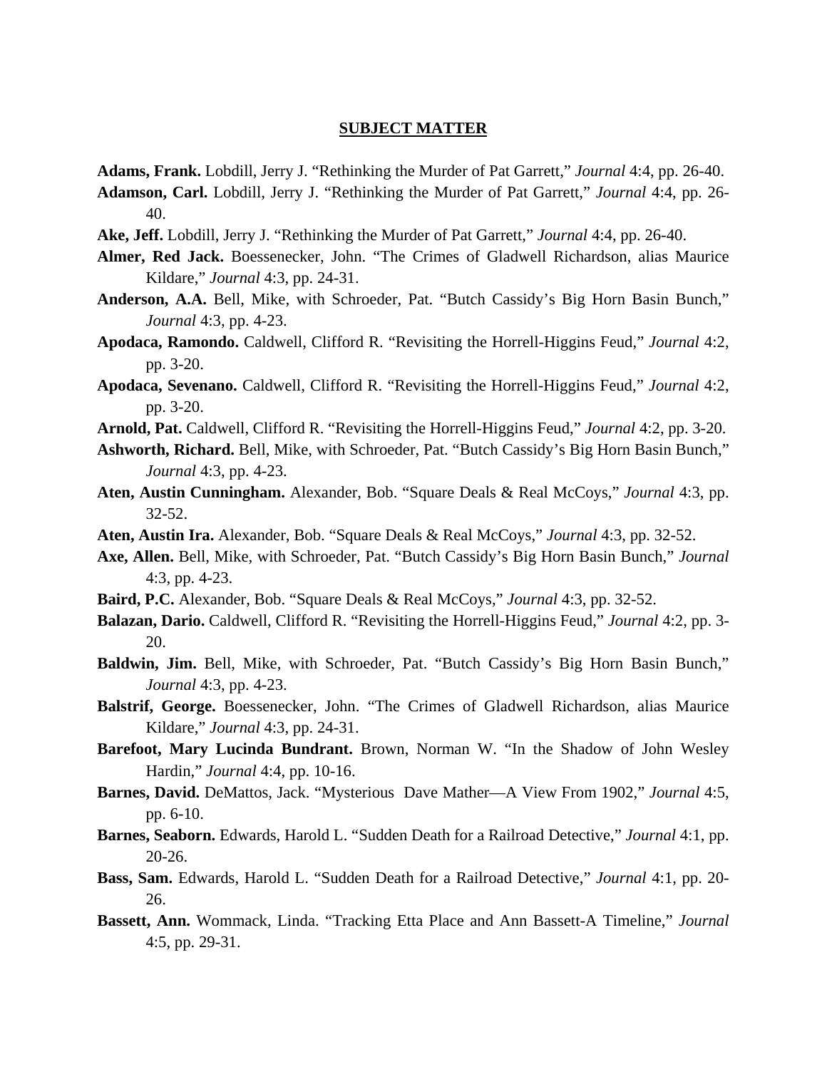## SUBJECT MATTER

**Adams, Frank.** Lobdill, Jerry J. "Rethinking the Murder of Pat Garrett," *Journal* 4:4, pp. 26-40.

**Adamson, Carl.** Lobdill, Jerry J. "Rethinking the Murder of Pat Garrett," *Journal* 4:4, pp. 26-40.

**Ake, Jeff.** Lobdill, Jerry J. "Rethinking the Murder of Pat Garrett," *Journal* 4:4, pp. 26-40.

**Almer, Red Jack.** Boessenecker, John. "The Crimes of Gladwell Richardson, alias Maurice Kildare," *Journal* 4:3, pp. 24-31.

**Anderson, A.A.** Bell, Mike, with Schroeder, Pat. "Butch Cassidy's Big Horn Basin Bunch," *Journal* 4:3, pp. 4-23.

**Apodaca, Ramondo.** Caldwell, Clifford R. "Revisiting the Horrell-Higgins Feud," *Journal* 4:2, pp. 3-20.

**Apodaca, Sevenano.** Caldwell, Clifford R. "Revisiting the Horrell-Higgins Feud," *Journal* 4:2, pp. 3-20.

**Arnold, Pat.** Caldwell, Clifford R. "Revisiting the Horrell-Higgins Feud," *Journal* 4:2, pp. 3-20.

**Ashworth, Richard.** Bell, Mike, with Schroeder, Pat. "Butch Cassidy's Big Horn Basin Bunch," *Journal* 4:3, pp. 4-23.

**Aten, Austin Cunningham.** Alexander, Bob. "Square Deals & Real McCoys," *Journal* 4:3, pp. 32-52.

**Aten, Austin Ira.** Alexander, Bob. "Square Deals & Real McCoys," *Journal* 4:3, pp. 32-52.

**Axe, Allen.** Bell, Mike, with Schroeder, Pat. "Butch Cassidy's Big Horn Basin Bunch," *Journal* 4:3, pp. 4-23.

**Baird, P.C.** Alexander, Bob. "Square Deals & Real McCoys," *Journal* 4:3, pp. 32-52.

**Balazan, Dario.** Caldwell, Clifford R. "Revisiting the Horrell-Higgins Feud," *Journal* 4:2, pp. 3-20.

**Baldwin, Jim.** Bell, Mike, with Schroeder, Pat. "Butch Cassidy's Big Horn Basin Bunch," *Journal* 4:3, pp. 4-23.

**Balstrif, George.** Boessenecker, John. "The Crimes of Gladwell Richardson, alias Maurice Kildare," *Journal* 4:3, pp. 24-31.

**Barefoot, Mary Lucinda Bundrant.** Brown, Norman W. "In the Shadow of John Wesley Hardin," *Journal* 4:4, pp. 10-16.

**Barnes, David.** DeMattos, Jack. "Mysterious Dave Mather—A View From 1902," *Journal* 4:5, pp. 6-10.

**Barnes, Seaborn.** Edwards, Harold L. "Sudden Death for a Railroad Detective," *Journal* 4:1, pp. 20-26.

**Bass, Sam.** Edwards, Harold L. "Sudden Death for a Railroad Detective," *Journal* 4:1, pp. 20-26.

**Bassett, Ann.** Wommack, Linda. "Tracking Etta Place and Ann Bassett-A Timeline," *Journal* 4:5, pp. 29-31.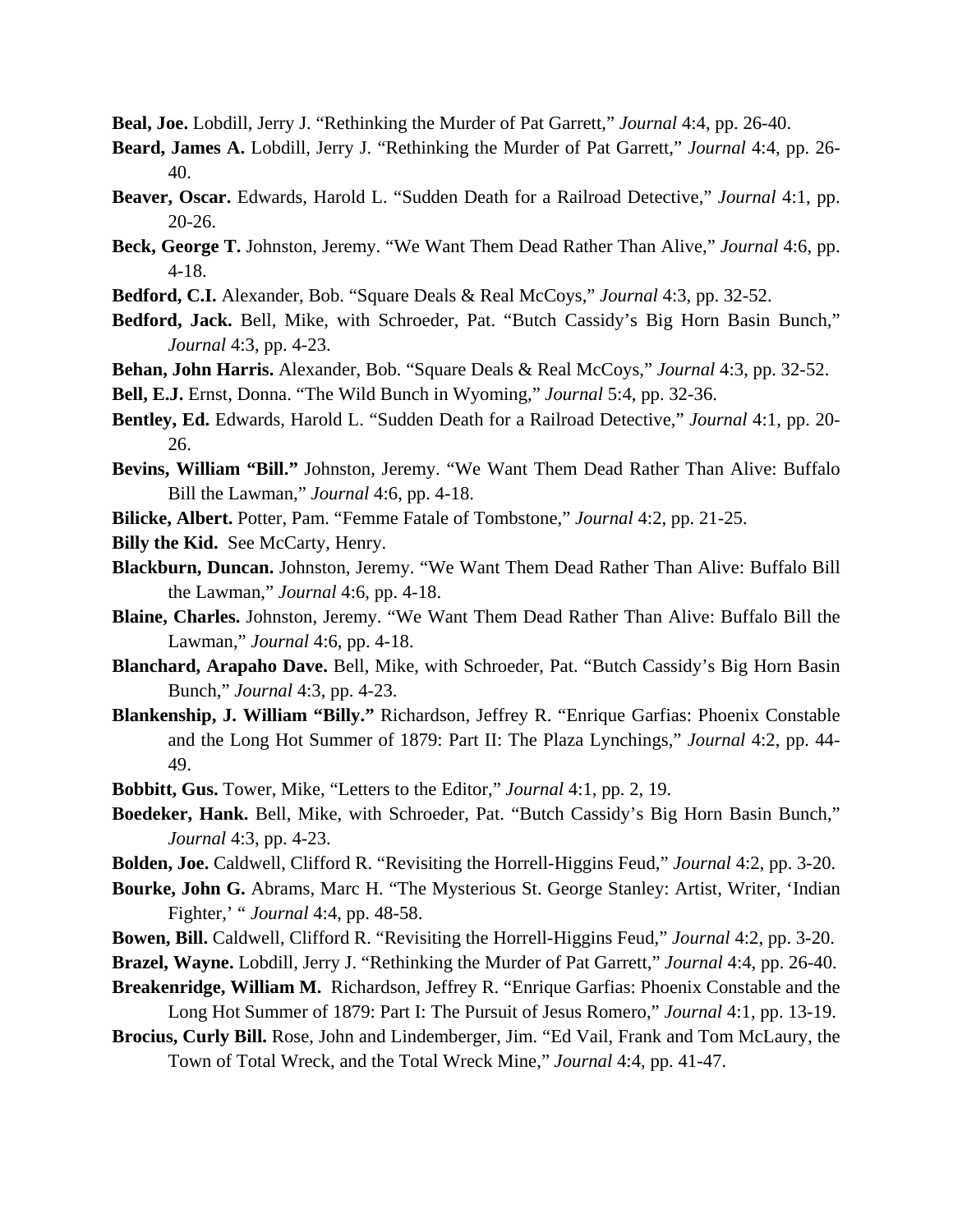**Beal, Joe.** Lobdill, Jerry J. "Rethinking the Murder of Pat Garrett," *Journal* 4:4, pp. 26-40.

**Beard, James A.** Lobdill, Jerry J. "Rethinking the Murder of Pat Garrett," *Journal* 4:4, pp. 26-40.

**Beaver, Oscar.** Edwards, Harold L. "Sudden Death for a Railroad Detective," *Journal* 4:1, pp. 20-26.

**Beck, George T.** Johnston, Jeremy. "We Want Them Dead Rather Than Alive," *Journal* 4:6, pp. 4-18.

**Bedford, C.I.** Alexander, Bob. "Square Deals & Real McCoys," *Journal* 4:3, pp. 32-52.

**Bedford, Jack.** Bell, Mike, with Schroeder, Pat. "Butch Cassidy's Big Horn Basin Bunch," *Journal* 4:3, pp. 4-23.

**Behan, John Harris.** Alexander, Bob. "Square Deals & Real McCoys," *Journal* 4:3, pp. 32-52.

**Bell, E.J.** Ernst, Donna. "The Wild Bunch in Wyoming," *Journal* 5:4, pp. 32-36.

**Bentley, Ed.** Edwards, Harold L. "Sudden Death for a Railroad Detective," *Journal* 4:1, pp. 20-26.

**Bevins, William "Bill."** Johnston, Jeremy. "We Want Them Dead Rather Than Alive: Buffalo Bill the Lawman," *Journal* 4:6, pp. 4-18.

**Bilicke, Albert.** Potter, Pam. "Femme Fatale of Tombstone," *Journal* 4:2, pp. 21-25.

**Billy the Kid.** See McCarty, Henry.

**Blackburn, Duncan.** Johnston, Jeremy. "We Want Them Dead Rather Than Alive: Buffalo Bill the Lawman," *Journal* 4:6, pp. 4-18.

**Blaine, Charles.** Johnston, Jeremy. "We Want Them Dead Rather Than Alive: Buffalo Bill the Lawman," *Journal* 4:6, pp. 4-18.

**Blanchard, Arapaho Dave.** Bell, Mike, with Schroeder, Pat. "Butch Cassidy's Big Horn Basin Bunch," *Journal* 4:3, pp. 4-23.

**Blankenship, J. William "Billy."** Richardson, Jeffrey R. "Enrique Garfias: Phoenix Constable and the Long Hot Summer of 1879: Part II: The Plaza Lynchings," *Journal* 4:2, pp. 44-49.

**Bobbitt, Gus.** Tower, Mike, "Letters to the Editor," *Journal* 4:1, pp. 2, 19.

**Boedeker, Hank.** Bell, Mike, with Schroeder, Pat. "Butch Cassidy's Big Horn Basin Bunch," *Journal* 4:3, pp. 4-23.

**Bolden, Joe.** Caldwell, Clifford R. "Revisiting the Horrell-Higgins Feud," *Journal* 4:2, pp. 3-20.

**Bourke, John G.** Abrams, Marc H. "The Mysterious St. George Stanley: Artist, Writer, 'Indian Fighter,' " *Journal* 4:4, pp. 48-58.

**Bowen, Bill.** Caldwell, Clifford R. "Revisiting the Horrell-Higgins Feud," *Journal* 4:2, pp. 3-20.

**Brazel, Wayne.** Lobdill, Jerry J. "Rethinking the Murder of Pat Garrett," *Journal* 4:4, pp. 26-40.

**Breakenridge, William M.** Richardson, Jeffrey R. "Enrique Garfias: Phoenix Constable and the Long Hot Summer of 1879: Part I: The Pursuit of Jesus Romero," *Journal* 4:1, pp. 13-19.

**Brocius, Curly Bill.** Rose, John and Lindemberger, Jim. "Ed Vail, Frank and Tom McLaury, the Town of Total Wreck, and the Total Wreck Mine," *Journal* 4:4, pp. 41-47.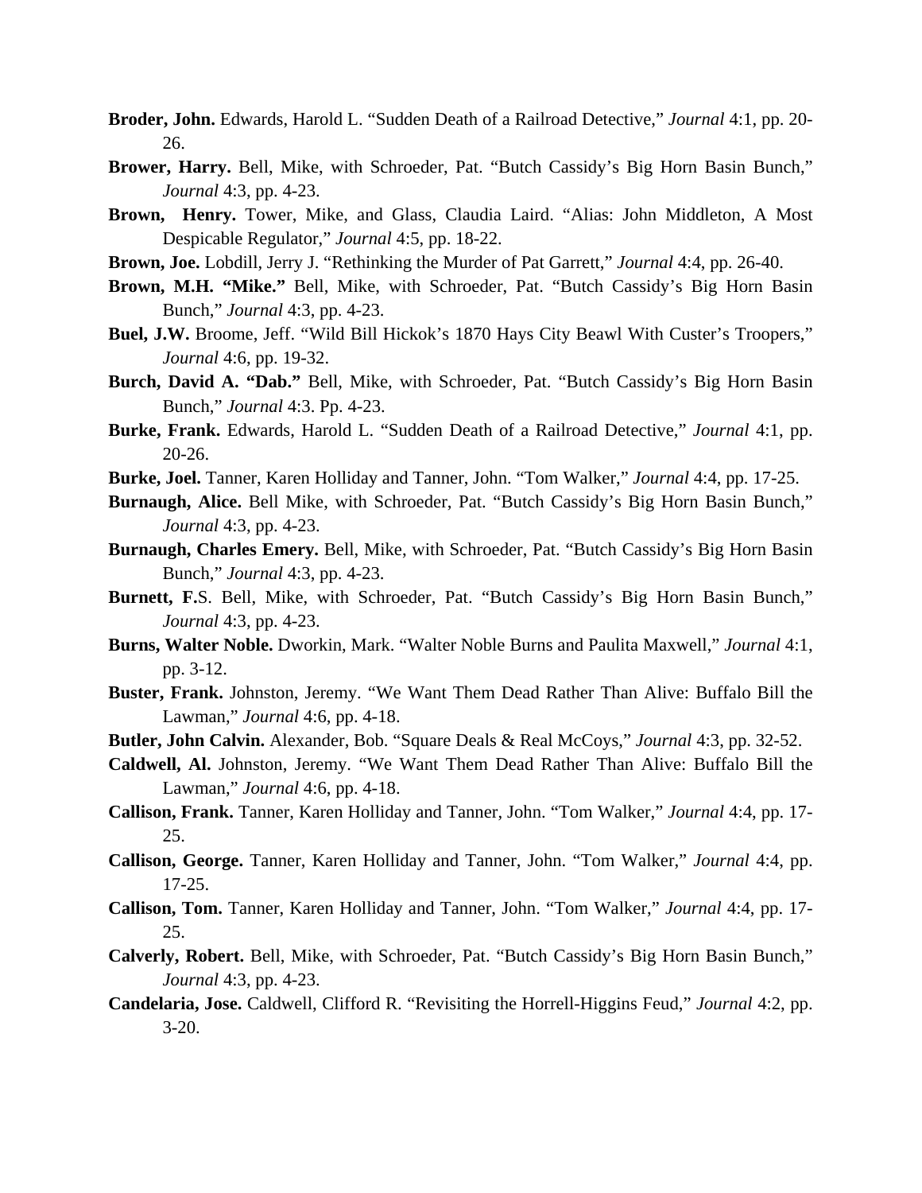**Broder, John.** Edwards, Harold L. "Sudden Death of a Railroad Detective," *Journal* 4:1, pp. 20-26.

**Brower, Harry.** Bell, Mike, with Schroeder, Pat. "Butch Cassidy's Big Horn Basin Bunch," *Journal* 4:3, pp. 4-23.

**Brown, Henry.** Tower, Mike, and Glass, Claudia Laird. "Alias: John Middleton, A Most Despicable Regulator," *Journal* 4:5, pp. 18-22.

**Brown, Joe.** Lobdill, Jerry J. "Rethinking the Murder of Pat Garrett," *Journal* 4:4, pp. 26-40.

**Brown, M.H. "Mike."** Bell, Mike, with Schroeder, Pat. "Butch Cassidy's Big Horn Basin Bunch," *Journal* 4:3, pp. 4-23.

**Buel, J.W.** Broome, Jeff. "Wild Bill Hickok's 1870 Hays City Beawl With Custer's Troopers," *Journal* 4:6, pp. 19-32.

**Burch, David A. "Dab."** Bell, Mike, with Schroeder, Pat. "Butch Cassidy's Big Horn Basin Bunch," *Journal* 4:3. Pp. 4-23.

**Burke, Frank.** Edwards, Harold L. "Sudden Death of a Railroad Detective," *Journal* 4:1, pp. 20-26.

**Burke, Joel.** Tanner, Karen Holliday and Tanner, John. "Tom Walker," *Journal* 4:4, pp. 17-25.

**Burnaugh, Alice.** Bell Mike, with Schroeder, Pat. "Butch Cassidy's Big Horn Basin Bunch," *Journal* 4:3, pp. 4-23.

**Burnaugh, Charles Emery.** Bell, Mike, with Schroeder, Pat. "Butch Cassidy's Big Horn Basin Bunch," *Journal* 4:3, pp. 4-23.

**Burnett, F.**S. Bell, Mike, with Schroeder, Pat. "Butch Cassidy's Big Horn Basin Bunch," *Journal* 4:3, pp. 4-23.

**Burns, Walter Noble.** Dworkin, Mark. "Walter Noble Burns and Paulita Maxwell," *Journal* 4:1, pp. 3-12.

**Buster, Frank.** Johnston, Jeremy. "We Want Them Dead Rather Than Alive: Buffalo Bill the Lawman," *Journal* 4:6, pp. 4-18.

**Butler, John Calvin.** Alexander, Bob. "Square Deals & Real McCoys," *Journal* 4:3, pp. 32-52.

**Caldwell, Al.** Johnston, Jeremy. "We Want Them Dead Rather Than Alive: Buffalo Bill the Lawman," *Journal* 4:6, pp. 4-18.

**Callison, Frank.** Tanner, Karen Holliday and Tanner, John. "Tom Walker," *Journal* 4:4, pp. 17-25.

**Callison, George.** Tanner, Karen Holliday and Tanner, John. "Tom Walker," *Journal* 4:4, pp. 17-25.

**Callison, Tom.** Tanner, Karen Holliday and Tanner, John. "Tom Walker," *Journal* 4:4, pp. 17-25.

**Calverly, Robert.** Bell, Mike, with Schroeder, Pat. "Butch Cassidy's Big Horn Basin Bunch," *Journal* 4:3, pp. 4-23.

**Candelaria, Jose.** Caldwell, Clifford R. "Revisiting the Horrell-Higgins Feud," *Journal* 4:2, pp. 3-20.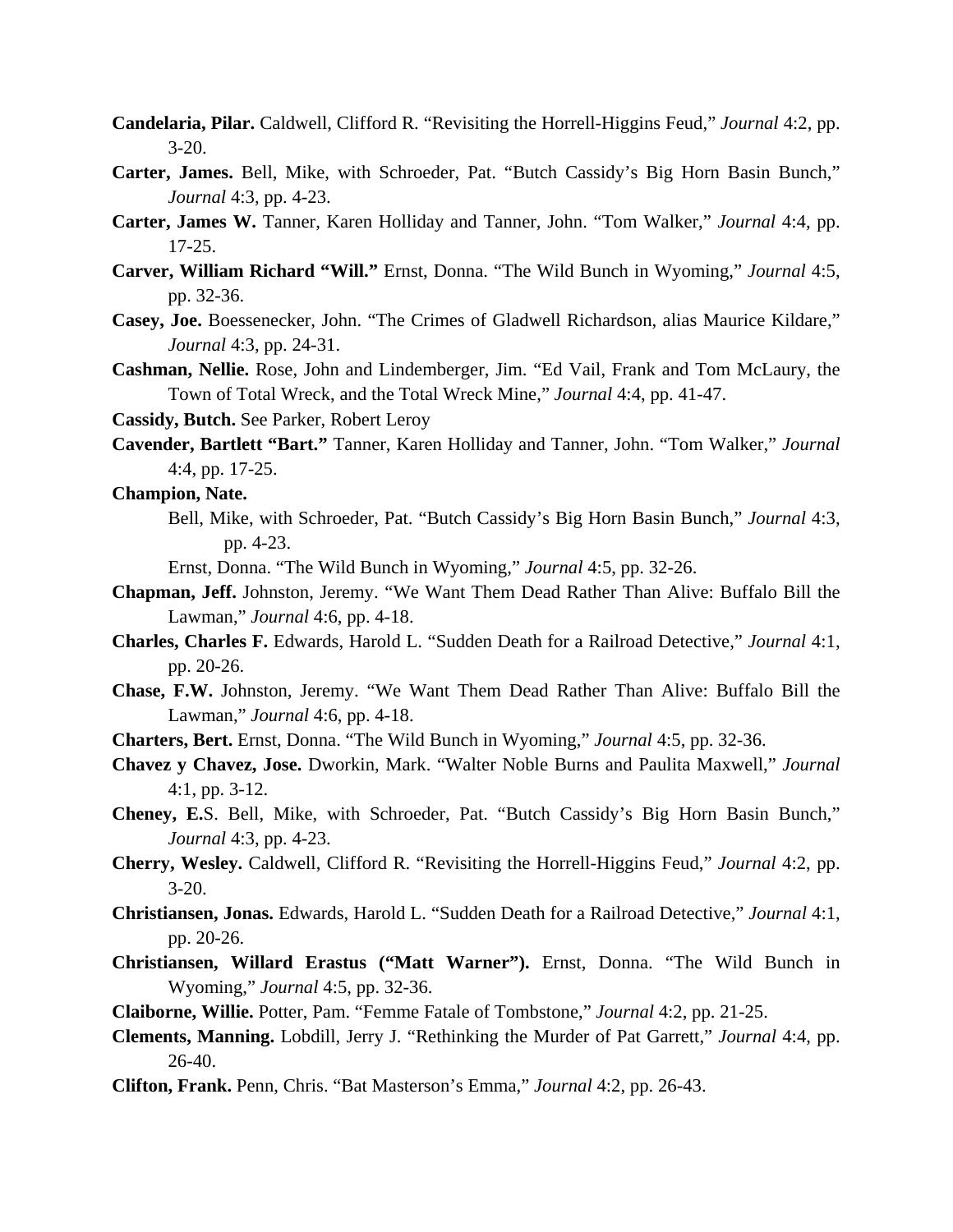**Candelaria, Pilar.** Caldwell, Clifford R. "Revisiting the Horrell-Higgins Feud," *Journal* 4:2, pp. 3-20.

**Carter, James.** Bell, Mike, with Schroeder, Pat. "Butch Cassidy's Big Horn Basin Bunch," *Journal* 4:3, pp. 4-23.

**Carter, James W.** Tanner, Karen Holliday and Tanner, John. "Tom Walker," *Journal* 4:4, pp. 17-25.

**Carver, William Richard "Will."** Ernst, Donna. "The Wild Bunch in Wyoming," *Journal* 4:5, pp. 32-36.

**Casey, Joe.** Boessenecker, John. "The Crimes of Gladwell Richardson, alias Maurice Kildare," *Journal* 4:3, pp. 24-31.

**Cashman, Nellie.** Rose, John and Lindemberger, Jim. "Ed Vail, Frank and Tom McLaury, the Town of Total Wreck, and the Total Wreck Mine," *Journal* 4:4, pp. 41-47.

**Cassidy, Butch.** See Parker, Robert Leroy

**Cavender, Bartlett "Bart."** Tanner, Karen Holliday and Tanner, John. "Tom Walker," *Journal* 4:4, pp. 17-25.

**Champion, Nate.**

Bell, Mike, with Schroeder, Pat. "Butch Cassidy's Big Horn Basin Bunch," *Journal* 4:3, pp. 4-23.

Ernst, Donna. "The Wild Bunch in Wyoming," *Journal* 4:5, pp. 32-26.

**Chapman, Jeff.** Johnston, Jeremy. "We Want Them Dead Rather Than Alive: Buffalo Bill the Lawman," *Journal* 4:6, pp. 4-18.

**Charles, Charles F.** Edwards, Harold L. "Sudden Death for a Railroad Detective," *Journal* 4:1, pp. 20-26.

**Chase, F.W.** Johnston, Jeremy. "We Want Them Dead Rather Than Alive: Buffalo Bill the Lawman," *Journal* 4:6, pp. 4-18.

**Charters, Bert.** Ernst, Donna. "The Wild Bunch in Wyoming," *Journal* 4:5, pp. 32-36.

**Chavez y Chavez, Jose.** Dworkin, Mark. "Walter Noble Burns and Paulita Maxwell," *Journal* 4:1, pp. 3-12.

**Cheney, E.**S. Bell, Mike, with Schroeder, Pat. "Butch Cassidy's Big Horn Basin Bunch," *Journal* 4:3, pp. 4-23.

**Cherry, Wesley.** Caldwell, Clifford R. "Revisiting the Horrell-Higgins Feud," *Journal* 4:2, pp. 3-20.

**Christiansen, Jonas.** Edwards, Harold L. "Sudden Death for a Railroad Detective," *Journal* 4:1, pp. 20-26.

**Christiansen, Willard Erastus ("Matt Warner").** Ernst, Donna. "The Wild Bunch in Wyoming," *Journal* 4:5, pp. 32-36.

**Claiborne, Willie.** Potter, Pam. "Femme Fatale of Tombstone," *Journal* 4:2, pp. 21-25.

**Clements, Manning.** Lobdill, Jerry J. "Rethinking the Murder of Pat Garrett," *Journal* 4:4, pp. 26-40.

**Clifton, Frank.** Penn, Chris. "Bat Masterson's Emma," *Journal* 4:2, pp. 26-43.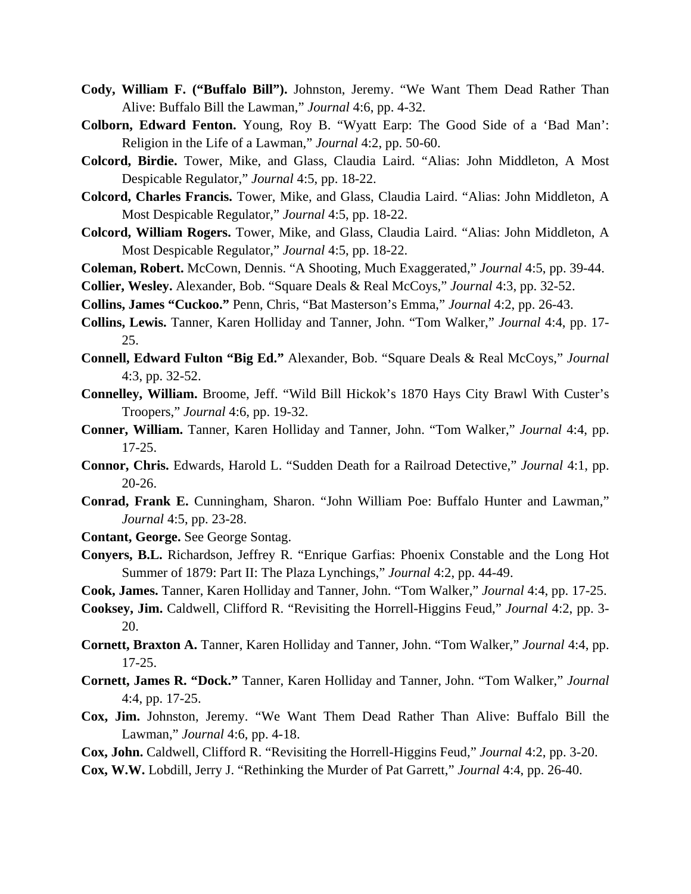**Cody, William F. (“Buffalo Bill”).** Johnston, Jeremy. “We Want Them Dead Rather Than Alive: Buffalo Bill the Lawman,” *Journal* 4:6, pp. 4-32.

**Colborn, Edward Fenton.** Young, Roy B. “Wyatt Earp: The Good Side of a ‘Bad Man’: Religion in the Life of a Lawman,” *Journal* 4:2, pp. 50-60.

**Colcord, Birdie.** Tower, Mike, and Glass, Claudia Laird. “Alias: John Middleton, A Most Despicable Regulator,” *Journal* 4:5, pp. 18-22.

**Colcord, Charles Francis.** Tower, Mike, and Glass, Claudia Laird. “Alias: John Middleton, A Most Despicable Regulator,” *Journal* 4:5, pp. 18-22.

**Colcord, William Rogers.** Tower, Mike, and Glass, Claudia Laird. “Alias: John Middleton, A Most Despicable Regulator,” *Journal* 4:5, pp. 18-22.

**Coleman, Robert.** McCown, Dennis. “A Shooting, Much Exaggerated,” *Journal* 4:5, pp. 39-44.

**Collier, Wesley.** Alexander, Bob. “Square Deals & Real McCoys,” *Journal* 4:3, pp. 32-52.

**Collins, James “Cuckoo.”** Penn, Chris, “Bat Masterson’s Emma,” *Journal* 4:2, pp. 26-43.

**Collins, Lewis.** Tanner, Karen Holliday and Tanner, John. “Tom Walker,” *Journal* 4:4, pp. 17-25.

**Connell, Edward Fulton “Big Ed.”** Alexander, Bob. “Square Deals & Real McCoys,” *Journal* 4:3, pp. 32-52.

**Connelley, William.** Broome, Jeff. “Wild Bill Hickok’s 1870 Hays City Brawl With Custer’s Troopers,” *Journal* 4:6, pp. 19-32.

**Conner, William.** Tanner, Karen Holliday and Tanner, John. “Tom Walker,” *Journal* 4:4, pp. 17-25.

**Connor, Chris.** Edwards, Harold L. “Sudden Death for a Railroad Detective,” *Journal* 4:1, pp. 20-26.

**Conrad, Frank E.** Cunningham, Sharon. “John William Poe: Buffalo Hunter and Lawman,” *Journal* 4:5, pp. 23-28.

**Contant, George.** See George Sontag.

**Conyers, B.L.** Richardson, Jeffrey R. “Enrique Garfias: Phoenix Constable and the Long Hot Summer of 1879: Part II: The Plaza Lynchings,” *Journal* 4:2, pp. 44-49.

**Cook, James.** Tanner, Karen Holliday and Tanner, John. “Tom Walker,” *Journal* 4:4, pp. 17-25.

**Cooksey, Jim.** Caldwell, Clifford R. “Revisiting the Horrell-Higgins Feud,” *Journal* 4:2, pp. 3-20.

**Cornett, Braxton A.** Tanner, Karen Holliday and Tanner, John. “Tom Walker,” *Journal* 4:4, pp. 17-25.

**Cornett, James R. “Dock.”** Tanner, Karen Holliday and Tanner, John. “Tom Walker,” *Journal* 4:4, pp. 17-25.

**Cox, Jim.** Johnston, Jeremy. “We Want Them Dead Rather Than Alive: Buffalo Bill the Lawman,” *Journal* 4:6, pp. 4-18.

**Cox, John.** Caldwell, Clifford R. “Revisiting the Horrell-Higgins Feud,” *Journal* 4:2, pp. 3-20.

**Cox, W.W.** Lobdill, Jerry J. “Rethinking the Murder of Pat Garrett,” *Journal* 4:4, pp. 26-40.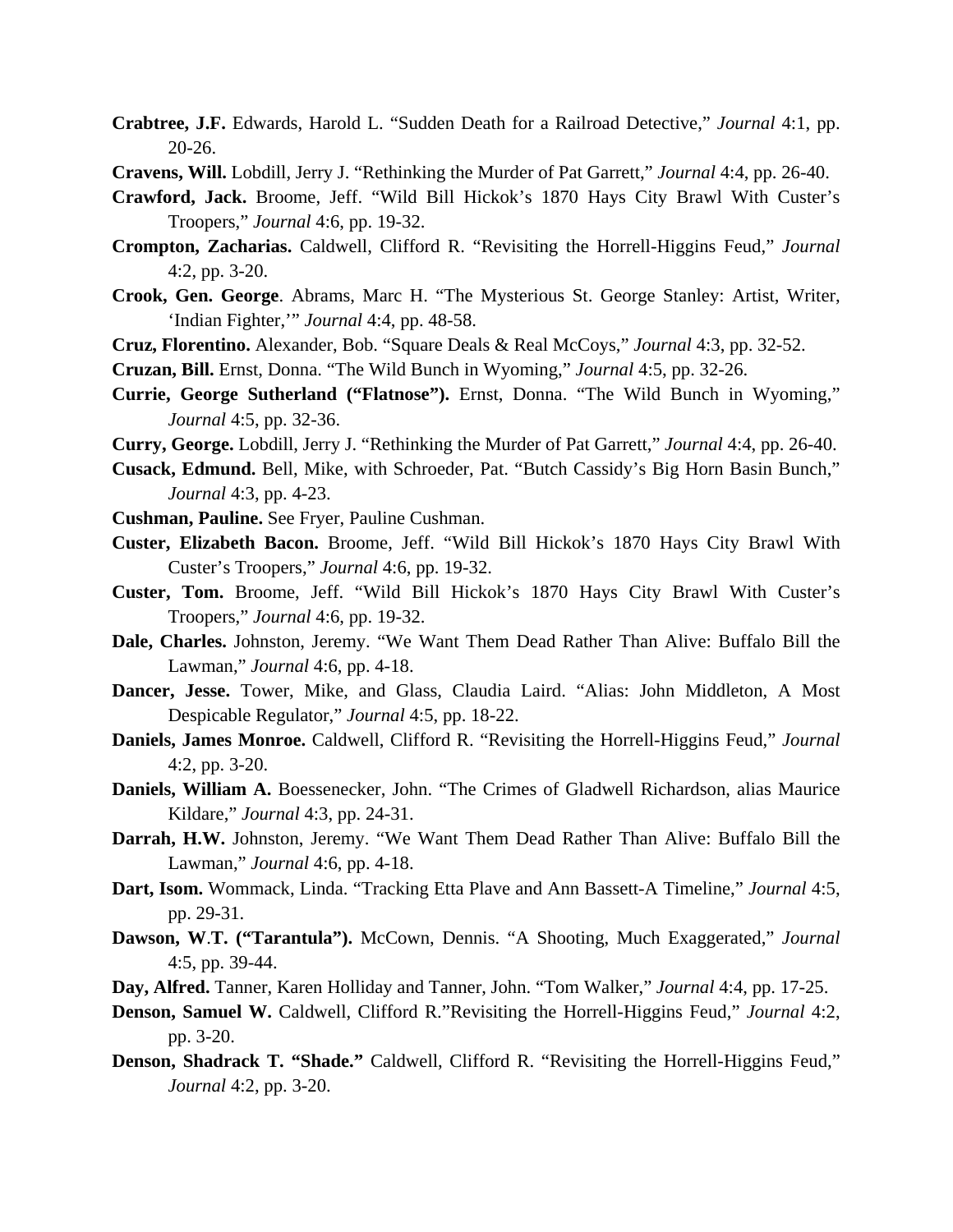**Crabtree, J.F.** Edwards, Harold L. "Sudden Death for a Railroad Detective," *Journal* 4:1, pp. 20-26.

**Cravens, Will.** Lobdill, Jerry J. "Rethinking the Murder of Pat Garrett," *Journal* 4:4, pp. 26-40.

**Crawford, Jack.** Broome, Jeff. "Wild Bill Hickok's 1870 Hays City Brawl With Custer's Troopers," *Journal* 4:6, pp. 19-32.

**Crompton, Zacharias.** Caldwell, Clifford R. "Revisiting the Horrell-Higgins Feud," *Journal* 4:2, pp. 3-20.

**Crook, Gen. George**. Abrams, Marc H. "The Mysterious St. George Stanley: Artist, Writer, 'Indian Fighter,'" *Journal* 4:4, pp. 48-58.

**Cruz, Florentino.** Alexander, Bob. "Square Deals & Real McCoys," *Journal* 4:3, pp. 32-52.

**Cruzan, Bill.** Ernst, Donna. "The Wild Bunch in Wyoming," *Journal* 4:5, pp. 32-26.

**Currie, George Sutherland ("Flatnose").** Ernst, Donna. "The Wild Bunch in Wyoming," *Journal* 4:5, pp. 32-36.

**Curry, George.** Lobdill, Jerry J. "Rethinking the Murder of Pat Garrett," *Journal* 4:4, pp. 26-40.

**Cusack, Edmund.** Bell, Mike, with Schroeder, Pat. "Butch Cassidy's Big Horn Basin Bunch," *Journal* 4:3, pp. 4-23.

**Cushman, Pauline.** See Fryer, Pauline Cushman.

**Custer, Elizabeth Bacon.** Broome, Jeff. "Wild Bill Hickok's 1870 Hays City Brawl With Custer's Troopers," *Journal* 4:6, pp. 19-32.

**Custer, Tom.** Broome, Jeff. "Wild Bill Hickok's 1870 Hays City Brawl With Custer's Troopers," *Journal* 4:6, pp. 19-32.

**Dale, Charles.** Johnston, Jeremy. "We Want Them Dead Rather Than Alive: Buffalo Bill the Lawman," *Journal* 4:6, pp. 4-18.

**Dancer, Jesse.** Tower, Mike, and Glass, Claudia Laird. "Alias: John Middleton, A Most Despicable Regulator," *Journal* 4:5, pp. 18-22.

**Daniels, James Monroe.** Caldwell, Clifford R. "Revisiting the Horrell-Higgins Feud," *Journal* 4:2, pp. 3-20.

**Daniels, William A.** Boessenecker, John. "The Crimes of Gladwell Richardson, alias Maurice Kildare," *Journal* 4:3, pp. 24-31.

**Darrah, H.W.** Johnston, Jeremy. "We Want Them Dead Rather Than Alive: Buffalo Bill the Lawman," *Journal* 4:6, pp. 4-18.

**Dart, Isom.** Wommack, Linda. "Tracking Etta Plave and Ann Bassett-A Timeline," *Journal* 4:5, pp. 29-31.

**Dawson, W.T. ("Tarantula").** McCown, Dennis. "A Shooting, Much Exaggerated," *Journal* 4:5, pp. 39-44.

**Day, Alfred.** Tanner, Karen Holliday and Tanner, John. "Tom Walker," *Journal* 4:4, pp. 17-25.

**Denson, Samuel W.** Caldwell, Clifford R."Revisiting the Horrell-Higgins Feud," *Journal* 4:2, pp. 3-20.

**Denson, Shadrack T. "Shade."** Caldwell, Clifford R. "Revisiting the Horrell-Higgins Feud," *Journal* 4:2, pp. 3-20.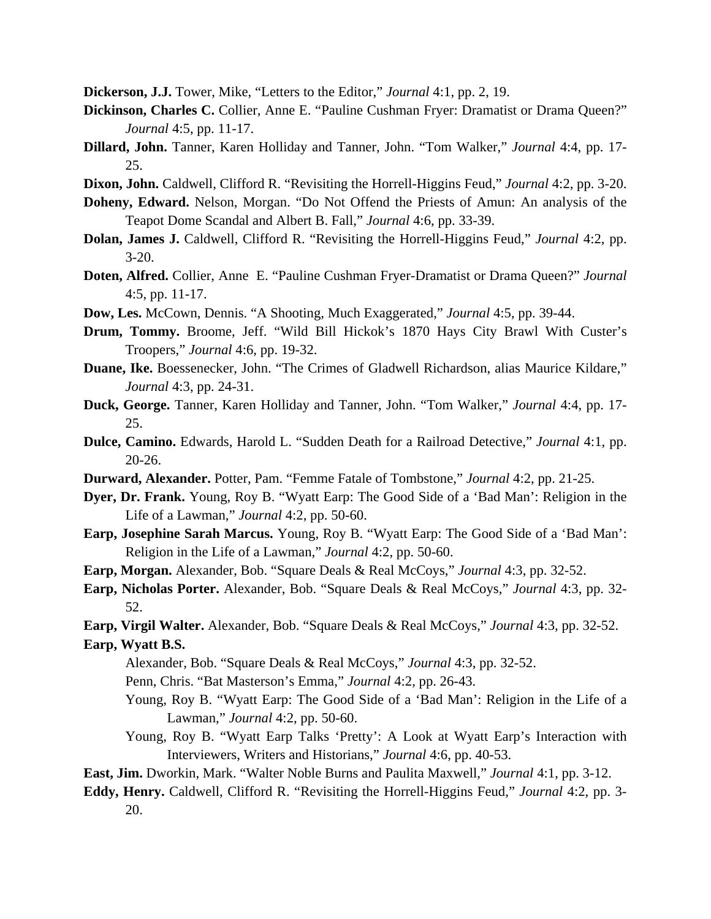**Dickerson, J.J.** Tower, Mike, "Letters to the Editor," *Journal* 4:1, pp. 2, 19.

**Dickinson, Charles C.** Collier, Anne E. "Pauline Cushman Fryer: Dramatist or Drama Queen?" *Journal* 4:5, pp. 11-17.

**Dillard, John.** Tanner, Karen Holliday and Tanner, John. "Tom Walker," *Journal* 4:4, pp. 17-25.

**Dixon, John.** Caldwell, Clifford R. "Revisiting the Horrell-Higgins Feud," *Journal* 4:2, pp. 3-20.

**Doheny, Edward.** Nelson, Morgan. "Do Not Offend the Priests of Amun: An analysis of the Teapot Dome Scandal and Albert B. Fall," *Journal* 4:6, pp. 33-39.

**Dolan, James J.** Caldwell, Clifford R. "Revisiting the Horrell-Higgins Feud," *Journal* 4:2, pp. 3-20.

**Doten, Alfred.** Collier, Anne E. "Pauline Cushman Fryer-Dramatist or Drama Queen?" *Journal* 4:5, pp. 11-17.

**Dow, Les.** McCown, Dennis. "A Shooting, Much Exaggerated," *Journal* 4:5, pp. 39-44.

**Drum, Tommy.** Broome, Jeff. "Wild Bill Hickok's 1870 Hays City Brawl With Custer's Troopers," *Journal* 4:6, pp. 19-32.

**Duane, Ike.** Boessenecker, John. "The Crimes of Gladwell Richardson, alias Maurice Kildare," *Journal* 4:3, pp. 24-31.

**Duck, George.** Tanner, Karen Holliday and Tanner, John. "Tom Walker," *Journal* 4:4, pp. 17-25.

**Dulce, Camino.** Edwards, Harold L. "Sudden Death for a Railroad Detective," *Journal* 4:1, pp. 20-26.

**Durward, Alexander.** Potter, Pam. "Femme Fatale of Tombstone," *Journal* 4:2, pp. 21-25.

**Dyer, Dr. Frank.** Young, Roy B. "Wyatt Earp: The Good Side of a 'Bad Man': Religion in the Life of a Lawman," *Journal* 4:2, pp. 50-60.

**Earp, Josephine Sarah Marcus.** Young, Roy B. "Wyatt Earp: The Good Side of a 'Bad Man': Religion in the Life of a Lawman," *Journal* 4:2, pp. 50-60.

**Earp, Morgan.** Alexander, Bob. "Square Deals & Real McCoys," *Journal* 4:3, pp. 32-52.

**Earp, Nicholas Porter.** Alexander, Bob. "Square Deals & Real McCoys," *Journal* 4:3, pp. 32-52.

**Earp, Virgil Walter.** Alexander, Bob. "Square Deals & Real McCoys," *Journal* 4:3, pp. 32-52.

**Earp, Wyatt B.S.**

Alexander, Bob. "Square Deals & Real McCoys," *Journal* 4:3, pp. 32-52.

Penn, Chris. "Bat Masterson's Emma," *Journal* 4:2, pp. 26-43.

Young, Roy B. "Wyatt Earp: The Good Side of a 'Bad Man': Religion in the Life of a Lawman," *Journal* 4:2, pp. 50-60.

Young, Roy B. "Wyatt Earp Talks 'Pretty': A Look at Wyatt Earp's Interaction with Interviewers, Writers and Historians," *Journal* 4:6, pp. 40-53.

**East, Jim.** Dworkin, Mark. "Walter Noble Burns and Paulita Maxwell," *Journal* 4:1, pp. 3-12.

**Eddy, Henry.** Caldwell, Clifford R. "Revisiting the Horrell-Higgins Feud," *Journal* 4:2, pp. 3-20.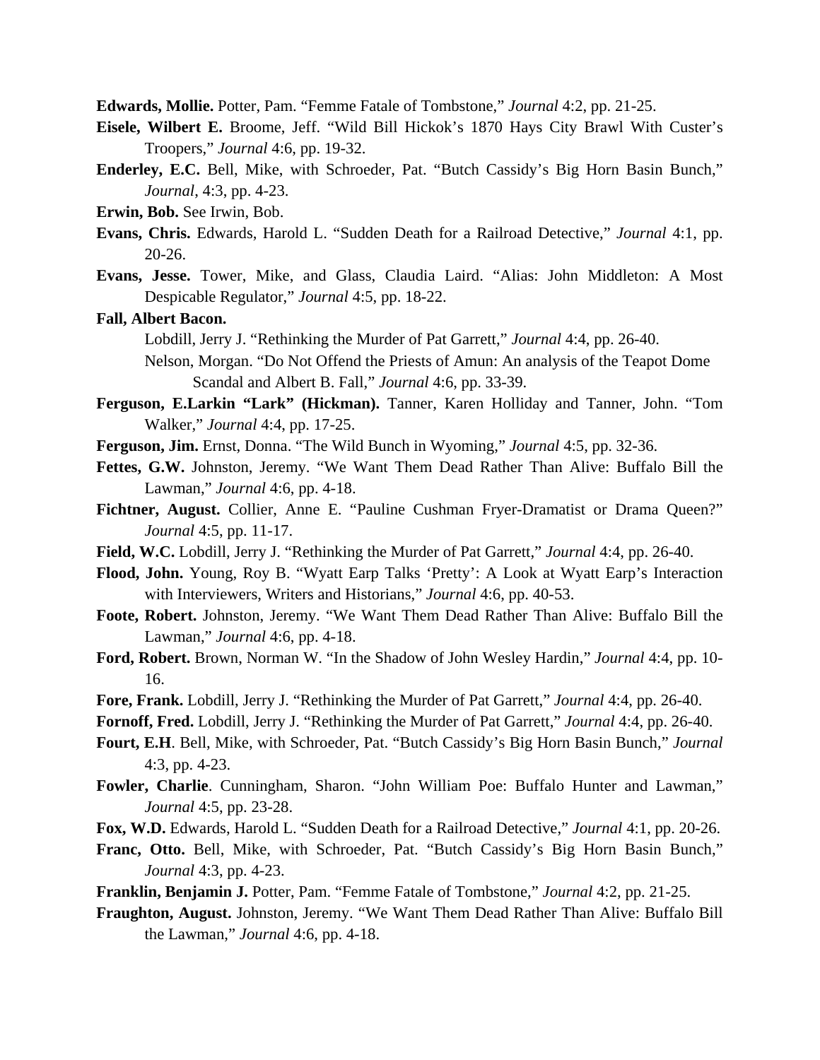**Edwards, Mollie.** Potter, Pam. "Femme Fatale of Tombstone," *Journal* 4:2, pp. 21-25.

**Eisele, Wilbert E.** Broome, Jeff. "Wild Bill Hickok's 1870 Hays City Brawl With Custer's Troopers," *Journal* 4:6, pp. 19-32.

**Enderley, E.C.** Bell, Mike, with Schroeder, Pat. "Butch Cassidy's Big Horn Basin Bunch," *Journal*, 4:3, pp. 4-23.

**Erwin, Bob.** See Irwin, Bob.

**Evans, Chris.** Edwards, Harold L. "Sudden Death for a Railroad Detective," *Journal* 4:1, pp. 20-26.

**Evans, Jesse.** Tower, Mike, and Glass, Claudia Laird. "Alias: John Middleton: A Most Despicable Regulator," *Journal* 4:5, pp. 18-22.

**Fall, Albert Bacon.**
Lobdill, Jerry J. "Rethinking the Murder of Pat Garrett," *Journal* 4:4, pp. 26-40.
Nelson, Morgan. "Do Not Offend the Priests of Amun: An analysis of the Teapot Dome Scandal and Albert B. Fall," *Journal* 4:6, pp. 33-39.

**Ferguson, E.Larkin "Lark" (Hickman).** Tanner, Karen Holliday and Tanner, John. "Tom Walker," *Journal* 4:4, pp. 17-25.

**Ferguson, Jim.** Ernst, Donna. "The Wild Bunch in Wyoming," *Journal* 4:5, pp. 32-36.

**Fettes, G.W.** Johnston, Jeremy. "We Want Them Dead Rather Than Alive: Buffalo Bill the Lawman," *Journal* 4:6, pp. 4-18.

**Fichtner, August.** Collier, Anne E. "Pauline Cushman Fryer-Dramatist or Drama Queen?" *Journal* 4:5, pp. 11-17.

**Field, W.C.** Lobdill, Jerry J. "Rethinking the Murder of Pat Garrett," *Journal* 4:4, pp. 26-40.

**Flood, John.** Young, Roy B. "Wyatt Earp Talks 'Pretty': A Look at Wyatt Earp's Interaction with Interviewers, Writers and Historians," *Journal* 4:6, pp. 40-53.

**Foote, Robert.** Johnston, Jeremy. "We Want Them Dead Rather Than Alive: Buffalo Bill the Lawman," *Journal* 4:6, pp. 4-18.

**Ford, Robert.** Brown, Norman W. "In the Shadow of John Wesley Hardin," *Journal* 4:4, pp. 10-16.

**Fore, Frank.** Lobdill, Jerry J. "Rethinking the Murder of Pat Garrett," *Journal* 4:4, pp. 26-40.

**Fornoff, Fred.** Lobdill, Jerry J. "Rethinking the Murder of Pat Garrett," *Journal* 4:4, pp. 26-40.

**Fourt, E.H**. Bell, Mike, with Schroeder, Pat. "Butch Cassidy's Big Horn Basin Bunch," *Journal* 4:3, pp. 4-23.

**Fowler, Charlie**. Cunningham, Sharon. "John William Poe: Buffalo Hunter and Lawman," *Journal* 4:5, pp. 23-28.

**Fox, W.D.** Edwards, Harold L. "Sudden Death for a Railroad Detective," *Journal* 4:1, pp. 20-26.

**Franc, Otto.** Bell, Mike, with Schroeder, Pat. "Butch Cassidy's Big Horn Basin Bunch," *Journal* 4:3, pp. 4-23.

**Franklin, Benjamin J.** Potter, Pam. "Femme Fatale of Tombstone," *Journal* 4:2, pp. 21-25.

**Fraughton, August.** Johnston, Jeremy. "We Want Them Dead Rather Than Alive: Buffalo Bill the Lawman," *Journal* 4:6, pp. 4-18.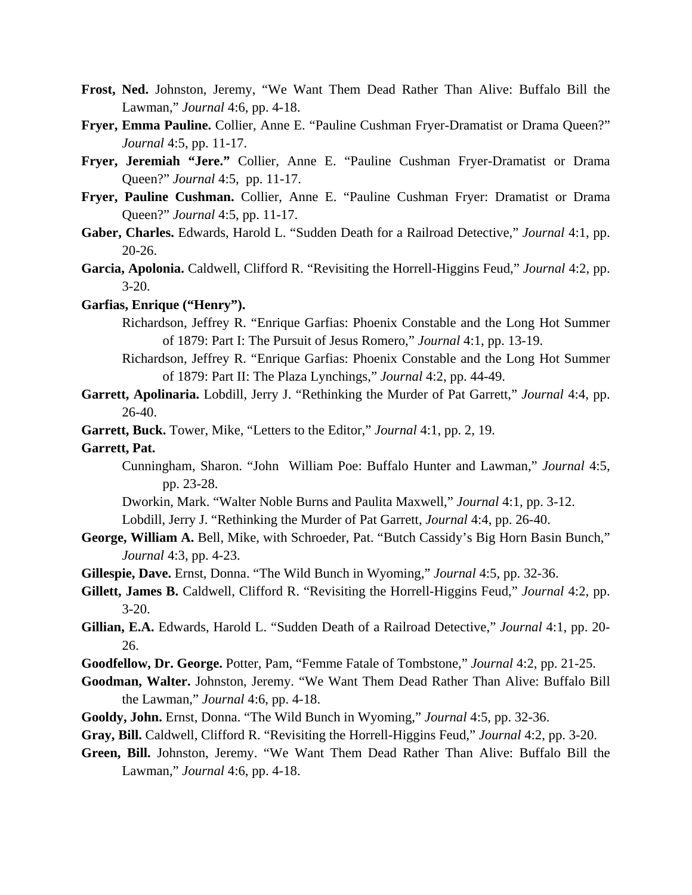**Frost, Ned.** Johnston, Jeremy, "We Want Them Dead Rather Than Alive: Buffalo Bill the Lawman," *Journal* 4:6, pp. 4-18.

**Fryer, Emma Pauline.** Collier, Anne E. "Pauline Cushman Fryer-Dramatist or Drama Queen?" *Journal* 4:5, pp. 11-17.

**Fryer, Jeremiah "Jere."** Collier, Anne E. "Pauline Cushman Fryer-Dramatist or Drama Queen?" *Journal* 4:5, pp. 11-17.

**Fryer, Pauline Cushman.** Collier, Anne E. "Pauline Cushman Fryer: Dramatist or Drama Queen?" *Journal* 4:5, pp. 11-17.

**Gaber, Charles.** Edwards, Harold L. "Sudden Death for a Railroad Detective," *Journal* 4:1, pp. 20-26.

**Garcia, Apolonia.** Caldwell, Clifford R. "Revisiting the Horrell-Higgins Feud," *Journal* 4:2, pp. 3-20.

**Garfias, Enrique ("Henry").**

Richardson, Jeffrey R. "Enrique Garfias: Phoenix Constable and the Long Hot Summer of 1879: Part I: The Pursuit of Jesus Romero," *Journal* 4:1, pp. 13-19.

Richardson, Jeffrey R. "Enrique Garfias: Phoenix Constable and the Long Hot Summer of 1879: Part II: The Plaza Lynchings," *Journal* 4:2, pp. 44-49.

**Garrett, Apolinaria.** Lobdill, Jerry J. "Rethinking the Murder of Pat Garrett," *Journal* 4:4, pp. 26-40.

**Garrett, Buck.** Tower, Mike, "Letters to the Editor," *Journal* 4:1, pp. 2, 19.

**Garrett, Pat.**

Cunningham, Sharon. "John William Poe: Buffalo Hunter and Lawman," *Journal* 4:5, pp. 23-28.

Dworkin, Mark. "Walter Noble Burns and Paulita Maxwell," *Journal* 4:1, pp. 3-12.

Lobdill, Jerry J. "Rethinking the Murder of Pat Garrett, *Journal* 4:4, pp. 26-40.

**George, William A.** Bell, Mike, with Schroeder, Pat. "Butch Cassidy's Big Horn Basin Bunch," *Journal* 4:3, pp. 4-23.

**Gillespie, Dave.** Ernst, Donna. "The Wild Bunch in Wyoming," *Journal* 4:5, pp. 32-36.

**Gillett, James B.** Caldwell, Clifford R. "Revisiting the Horrell-Higgins Feud," *Journal* 4:2, pp. 3-20.

**Gillian, E.A.** Edwards, Harold L. "Sudden Death of a Railroad Detective," *Journal* 4:1, pp. 20-26.

**Goodfellow, Dr. George.** Potter, Pam, "Femme Fatale of Tombstone," *Journal* 4:2, pp. 21-25.

**Goodman, Walter.** Johnston, Jeremy. "We Want Them Dead Rather Than Alive: Buffalo Bill the Lawman," *Journal* 4:6, pp. 4-18.

**Gooldy, John.** Ernst, Donna. "The Wild Bunch in Wyoming," *Journal* 4:5, pp. 32-36.

**Gray, Bill.** Caldwell, Clifford R. "Revisiting the Horrell-Higgins Feud," *Journal* 4:2, pp. 3-20.

**Green, Bill.** Johnston, Jeremy. "We Want Them Dead Rather Than Alive: Buffalo Bill the Lawman," *Journal* 4:6, pp. 4-18.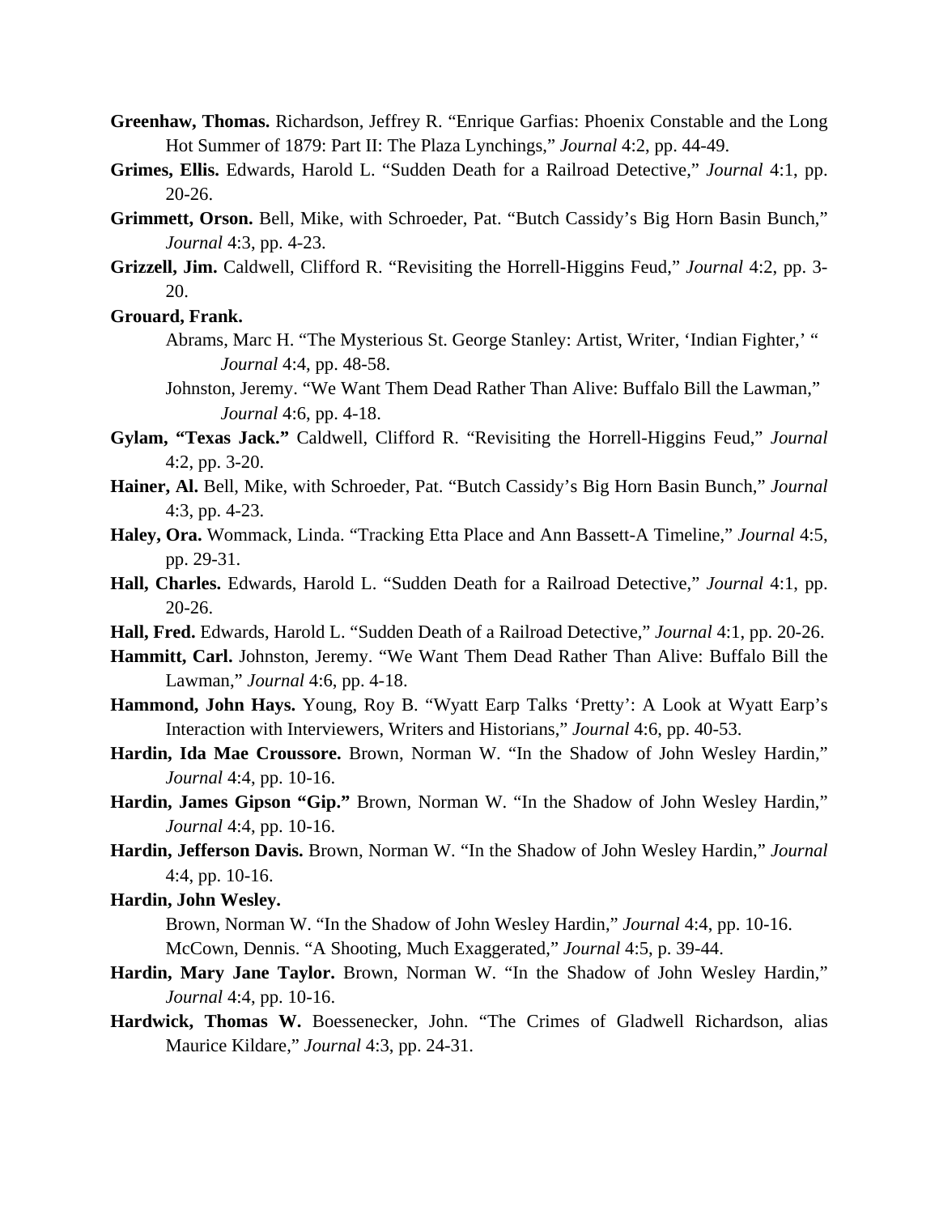**Greenhaw, Thomas.** Richardson, Jeffrey R. "Enrique Garfias: Phoenix Constable and the Long Hot Summer of 1879: Part II: The Plaza Lynchings," *Journal* 4:2, pp. 44-49.

**Grimes, Ellis.** Edwards, Harold L. "Sudden Death for a Railroad Detective," *Journal* 4:1, pp. 20-26.

**Grimmett, Orson.** Bell, Mike, with Schroeder, Pat. "Butch Cassidy's Big Horn Basin Bunch," *Journal* 4:3, pp. 4-23.

**Grizzell, Jim.** Caldwell, Clifford R. "Revisiting the Horrell-Higgins Feud," *Journal* 4:2, pp. 3-20.

**Grouard, Frank.**

Abrams, Marc H. "The Mysterious St. George Stanley: Artist, Writer, 'Indian Fighter,' " *Journal* 4:4, pp. 48-58.

Johnston, Jeremy. "We Want Them Dead Rather Than Alive: Buffalo Bill the Lawman," *Journal* 4:6, pp. 4-18.

**Gylam, "Texas Jack."** Caldwell, Clifford R. "Revisiting the Horrell-Higgins Feud," *Journal* 4:2, pp. 3-20.

**Hainer, Al.** Bell, Mike, with Schroeder, Pat. "Butch Cassidy's Big Horn Basin Bunch," *Journal* 4:3, pp. 4-23.

**Haley, Ora.** Wommack, Linda. "Tracking Etta Place and Ann Bassett-A Timeline," *Journal* 4:5, pp. 29-31.

**Hall, Charles.** Edwards, Harold L. "Sudden Death for a Railroad Detective," *Journal* 4:1, pp. 20-26.

**Hall, Fred.** Edwards, Harold L. "Sudden Death of a Railroad Detective," *Journal* 4:1, pp. 20-26.

**Hammitt, Carl.** Johnston, Jeremy. "We Want Them Dead Rather Than Alive: Buffalo Bill the Lawman," *Journal* 4:6, pp. 4-18.

**Hammond, John Hays.** Young, Roy B. "Wyatt Earp Talks 'Pretty': A Look at Wyatt Earp's Interaction with Interviewers, Writers and Historians," *Journal* 4:6, pp. 40-53.

**Hardin, Ida Mae Croussore.** Brown, Norman W. "In the Shadow of John Wesley Hardin," *Journal* 4:4, pp. 10-16.

**Hardin, James Gipson "Gip."** Brown, Norman W. "In the Shadow of John Wesley Hardin," *Journal* 4:4, pp. 10-16.

**Hardin, Jefferson Davis.** Brown, Norman W. "In the Shadow of John Wesley Hardin," *Journal* 4:4, pp. 10-16.

**Hardin, John Wesley.**

Brown, Norman W. "In the Shadow of John Wesley Hardin," *Journal* 4:4, pp. 10-16.

McCown, Dennis. "A Shooting, Much Exaggerated," *Journal* 4:5, p. 39-44.

**Hardin, Mary Jane Taylor.** Brown, Norman W. "In the Shadow of John Wesley Hardin," *Journal* 4:4, pp. 10-16.

**Hardwick, Thomas W.** Boessenecker, John. "The Crimes of Gladwell Richardson, alias Maurice Kildare," *Journal* 4:3, pp. 24-31.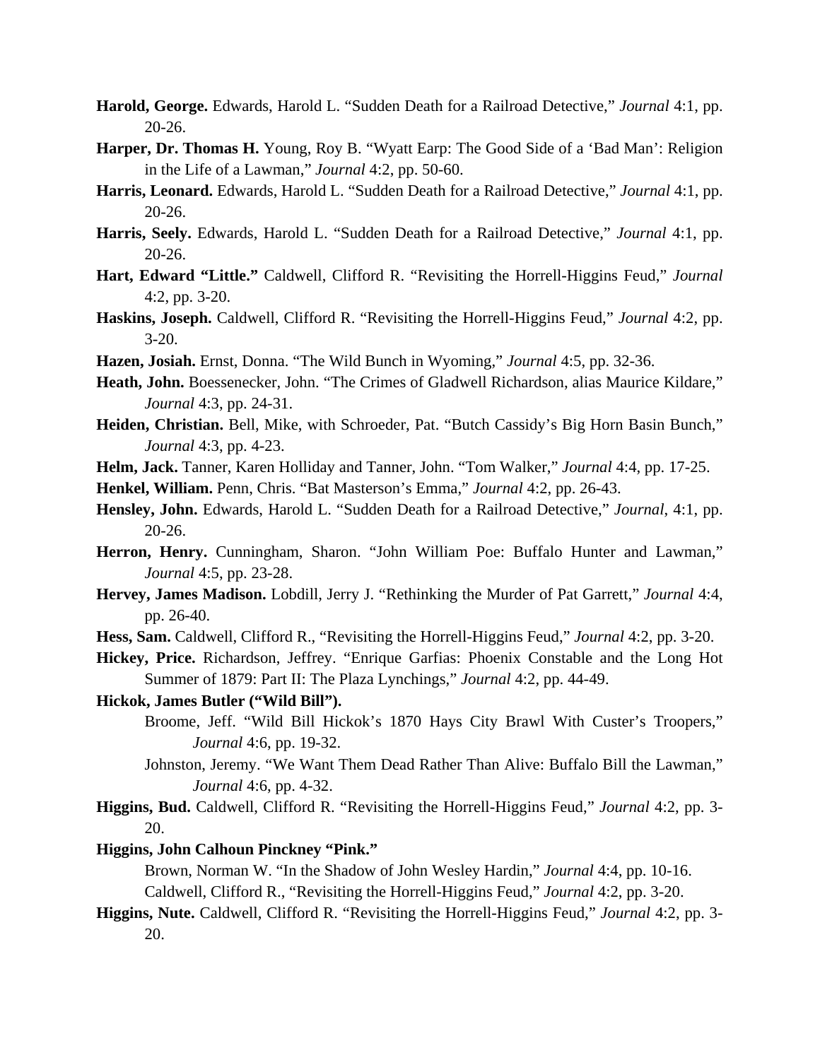**Harold, George.** Edwards, Harold L. "Sudden Death for a Railroad Detective," *Journal* 4:1, pp. 20-26.

**Harper, Dr. Thomas H.** Young, Roy B. "Wyatt Earp: The Good Side of a 'Bad Man': Religion in the Life of a Lawman," *Journal* 4:2, pp. 50-60.

**Harris, Leonard.** Edwards, Harold L. "Sudden Death for a Railroad Detective," *Journal* 4:1, pp. 20-26.

**Harris, Seely.** Edwards, Harold L. "Sudden Death for a Railroad Detective," *Journal* 4:1, pp. 20-26.

**Hart, Edward "Little."** Caldwell, Clifford R. "Revisiting the Horrell-Higgins Feud," *Journal* 4:2, pp. 3-20.

**Haskins, Joseph.** Caldwell, Clifford R. "Revisiting the Horrell-Higgins Feud," *Journal* 4:2, pp. 3-20.

**Hazen, Josiah.** Ernst, Donna. "The Wild Bunch in Wyoming," *Journal* 4:5, pp. 32-36.

**Heath, John.** Boessenecker, John. "The Crimes of Gladwell Richardson, alias Maurice Kildare," *Journal* 4:3, pp. 24-31.

**Heiden, Christian.** Bell, Mike, with Schroeder, Pat. "Butch Cassidy's Big Horn Basin Bunch," *Journal* 4:3, pp. 4-23.

**Helm, Jack.** Tanner, Karen Holliday and Tanner, John. "Tom Walker," *Journal* 4:4, pp. 17-25.

**Henkel, William.** Penn, Chris. "Bat Masterson's Emma," *Journal* 4:2, pp. 26-43.

**Hensley, John.** Edwards, Harold L. "Sudden Death for a Railroad Detective," *Journal*, 4:1, pp. 20-26.

**Herron, Henry.** Cunningham, Sharon. "John William Poe: Buffalo Hunter and Lawman," *Journal* 4:5, pp. 23-28.

**Hervey, James Madison.** Lobdill, Jerry J. "Rethinking the Murder of Pat Garrett," *Journal* 4:4, pp. 26-40.

**Hess, Sam.** Caldwell, Clifford R., "Revisiting the Horrell-Higgins Feud," *Journal* 4:2, pp. 3-20.

**Hickey, Price.** Richardson, Jeffrey. "Enrique Garfias: Phoenix Constable and the Long Hot Summer of 1879: Part II: The Plaza Lynchings," *Journal* 4:2, pp. 44-49.

**Hickok, James Butler ("Wild Bill").**

Broome, Jeff. "Wild Bill Hickok's 1870 Hays City Brawl With Custer's Troopers," *Journal* 4:6, pp. 19-32.

Johnston, Jeremy. "We Want Them Dead Rather Than Alive: Buffalo Bill the Lawman," *Journal* 4:6, pp. 4-32.

**Higgins, Bud.** Caldwell, Clifford R. "Revisiting the Horrell-Higgins Feud," *Journal* 4:2, pp. 3-20.

**Higgins, John Calhoun Pinckney "Pink."**

Brown, Norman W. "In the Shadow of John Wesley Hardin," *Journal* 4:4, pp. 10-16.

Caldwell, Clifford R., "Revisiting the Horrell-Higgins Feud," *Journal* 4:2, pp. 3-20.

**Higgins, Nute.** Caldwell, Clifford R. "Revisiting the Horrell-Higgins Feud," *Journal* 4:2, pp. 3-20.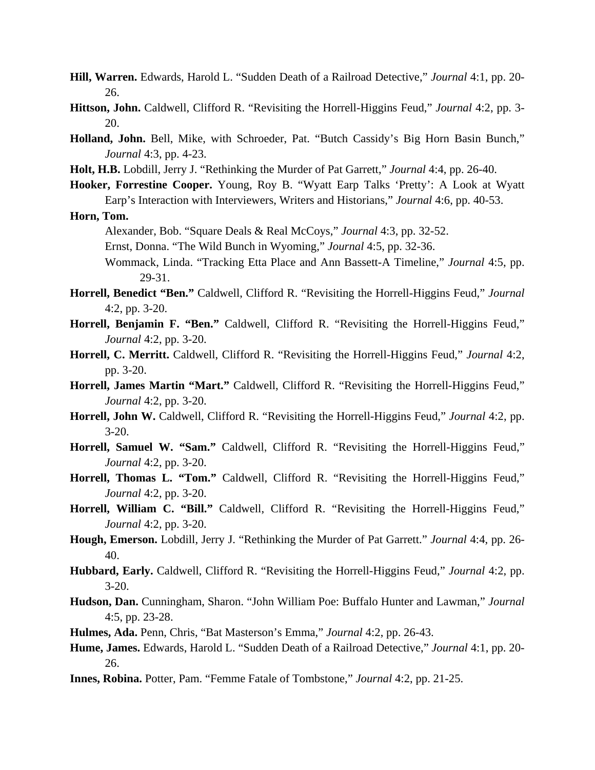**Hill, Warren.** Edwards, Harold L. "Sudden Death of a Railroad Detective," *Journal* 4:1, pp. 20-26.

**Hittson, John.** Caldwell, Clifford R. "Revisiting the Horrell-Higgins Feud," *Journal* 4:2, pp. 3-20.

**Holland, John.** Bell, Mike, with Schroeder, Pat. "Butch Cassidy's Big Horn Basin Bunch," *Journal* 4:3, pp. 4-23.

**Holt, H.B.** Lobdill, Jerry J. "Rethinking the Murder of Pat Garrett," *Journal* 4:4, pp. 26-40.

**Hooker, Forrestine Cooper.** Young, Roy B. "Wyatt Earp Talks 'Pretty': A Look at Wyatt Earp's Interaction with Interviewers, Writers and Historians," *Journal* 4:6, pp. 40-53.

**Horn, Tom.**

Alexander, Bob. "Square Deals & Real McCoys," *Journal* 4:3, pp. 32-52.

Ernst, Donna. "The Wild Bunch in Wyoming," *Journal* 4:5, pp. 32-36.

Wommack, Linda. "Tracking Etta Place and Ann Bassett-A Timeline," *Journal* 4:5, pp. 29-31.

**Horrell, Benedict "Ben."** Caldwell, Clifford R. "Revisiting the Horrell-Higgins Feud," *Journal* 4:2, pp. 3-20.

**Horrell, Benjamin F. "Ben."** Caldwell, Clifford R. "Revisiting the Horrell-Higgins Feud," *Journal* 4:2, pp. 3-20.

**Horrell, C. Merritt.** Caldwell, Clifford R. "Revisiting the Horrell-Higgins Feud," *Journal* 4:2, pp. 3-20.

**Horrell, James Martin "Mart."** Caldwell, Clifford R. "Revisiting the Horrell-Higgins Feud," *Journal* 4:2, pp. 3-20.

**Horrell, John W.** Caldwell, Clifford R. "Revisiting the Horrell-Higgins Feud," *Journal* 4:2, pp. 3-20.

**Horrell, Samuel W. "Sam."** Caldwell, Clifford R. "Revisiting the Horrell-Higgins Feud," *Journal* 4:2, pp. 3-20.

**Horrell, Thomas L. "Tom."** Caldwell, Clifford R. "Revisiting the Horrell-Higgins Feud," *Journal* 4:2, pp. 3-20.

**Horrell, William C. "Bill."** Caldwell, Clifford R. "Revisiting the Horrell-Higgins Feud," *Journal* 4:2, pp. 3-20.

**Hough, Emerson.** Lobdill, Jerry J. "Rethinking the Murder of Pat Garrett." *Journal* 4:4, pp. 26-40.

**Hubbard, Early.** Caldwell, Clifford R. "Revisiting the Horrell-Higgins Feud," *Journal* 4:2, pp. 3-20.

**Hudson, Dan.** Cunningham, Sharon. "John William Poe: Buffalo Hunter and Lawman," *Journal* 4:5, pp. 23-28.

**Hulmes, Ada.** Penn, Chris, "Bat Masterson's Emma," *Journal* 4:2, pp. 26-43.

**Hume, James.** Edwards, Harold L. "Sudden Death of a Railroad Detective," *Journal* 4:1, pp. 20-26.

**Innes, Robina.** Potter, Pam. "Femme Fatale of Tombstone," *Journal* 4:2, pp. 21-25.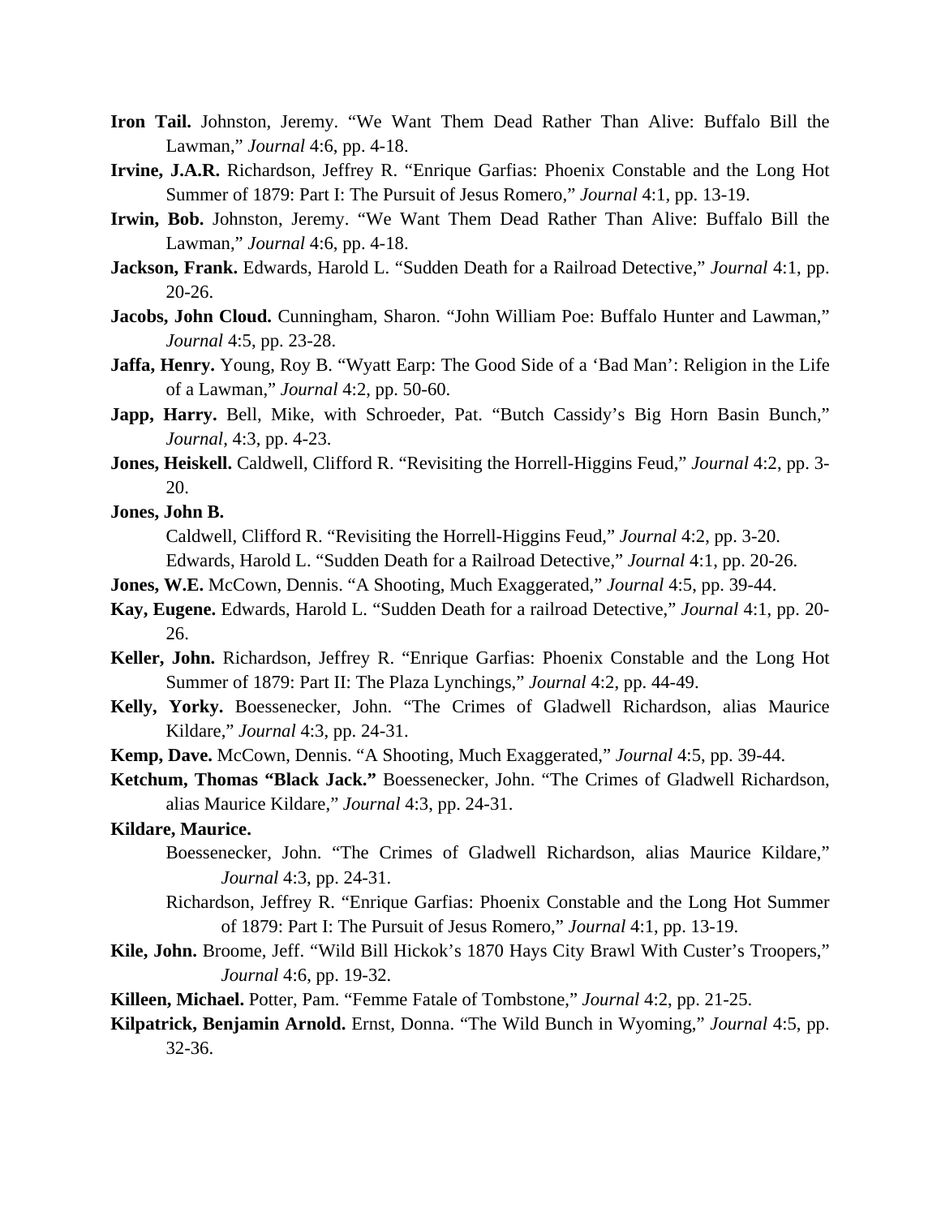**Iron Tail.** Johnston, Jeremy. "We Want Them Dead Rather Than Alive: Buffalo Bill the Lawman," *Journal* 4:6, pp. 4-18.

**Irvine, J.A.R.** Richardson, Jeffrey R. "Enrique Garfias: Phoenix Constable and the Long Hot Summer of 1879: Part I: The Pursuit of Jesus Romero," *Journal* 4:1, pp. 13-19.

**Irwin, Bob.** Johnston, Jeremy. "We Want Them Dead Rather Than Alive: Buffalo Bill the Lawman," *Journal* 4:6, pp. 4-18.

**Jackson, Frank.** Edwards, Harold L. "Sudden Death for a Railroad Detective," *Journal* 4:1, pp. 20-26.

**Jacobs, John Cloud.** Cunningham, Sharon. "John William Poe: Buffalo Hunter and Lawman," *Journal* 4:5, pp. 23-28.

**Jaffa, Henry.** Young, Roy B. "Wyatt Earp: The Good Side of a 'Bad Man': Religion in the Life of a Lawman," *Journal* 4:2, pp. 50-60.

**Japp, Harry.** Bell, Mike, with Schroeder, Pat. "Butch Cassidy's Big Horn Basin Bunch," *Journal*, 4:3, pp. 4-23.

**Jones, Heiskell.** Caldwell, Clifford R. "Revisiting the Horrell-Higgins Feud," *Journal* 4:2, pp. 3-20.

**Jones, John B.**

Caldwell, Clifford R. "Revisiting the Horrell-Higgins Feud," *Journal* 4:2, pp. 3-20.

Edwards, Harold L. "Sudden Death for a Railroad Detective," *Journal* 4:1, pp. 20-26.

**Jones, W.E.** McCown, Dennis. "A Shooting, Much Exaggerated," *Journal* 4:5, pp. 39-44.

**Kay, Eugene.** Edwards, Harold L. "Sudden Death for a railroad Detective," *Journal* 4:1, pp. 20-26.

**Keller, John.** Richardson, Jeffrey R. "Enrique Garfias: Phoenix Constable and the Long Hot Summer of 1879: Part II: The Plaza Lynchings," *Journal* 4:2, pp. 44-49.

**Kelly, Yorky.** Boessenecker, John. "The Crimes of Gladwell Richardson, alias Maurice Kildare," *Journal* 4:3, pp. 24-31.

**Kemp, Dave.** McCown, Dennis. "A Shooting, Much Exaggerated," *Journal* 4:5, pp. 39-44.

**Ketchum, Thomas "Black Jack."** Boessenecker, John. "The Crimes of Gladwell Richardson, alias Maurice Kildare," *Journal* 4:3, pp. 24-31.

**Kildare, Maurice.**

Boessenecker, John. "The Crimes of Gladwell Richardson, alias Maurice Kildare," *Journal* 4:3, pp. 24-31.

Richardson, Jeffrey R. "Enrique Garfias: Phoenix Constable and the Long Hot Summer of 1879: Part I: The Pursuit of Jesus Romero," *Journal* 4:1, pp. 13-19.

**Kile, John.** Broome, Jeff. "Wild Bill Hickok's 1870 Hays City Brawl With Custer's Troopers," *Journal* 4:6, pp. 19-32.

**Killeen, Michael.** Potter, Pam. "Femme Fatale of Tombstone," *Journal* 4:2, pp. 21-25.

**Kilpatrick, Benjamin Arnold.** Ernst, Donna. "The Wild Bunch in Wyoming," *Journal* 4:5, pp. 32-36.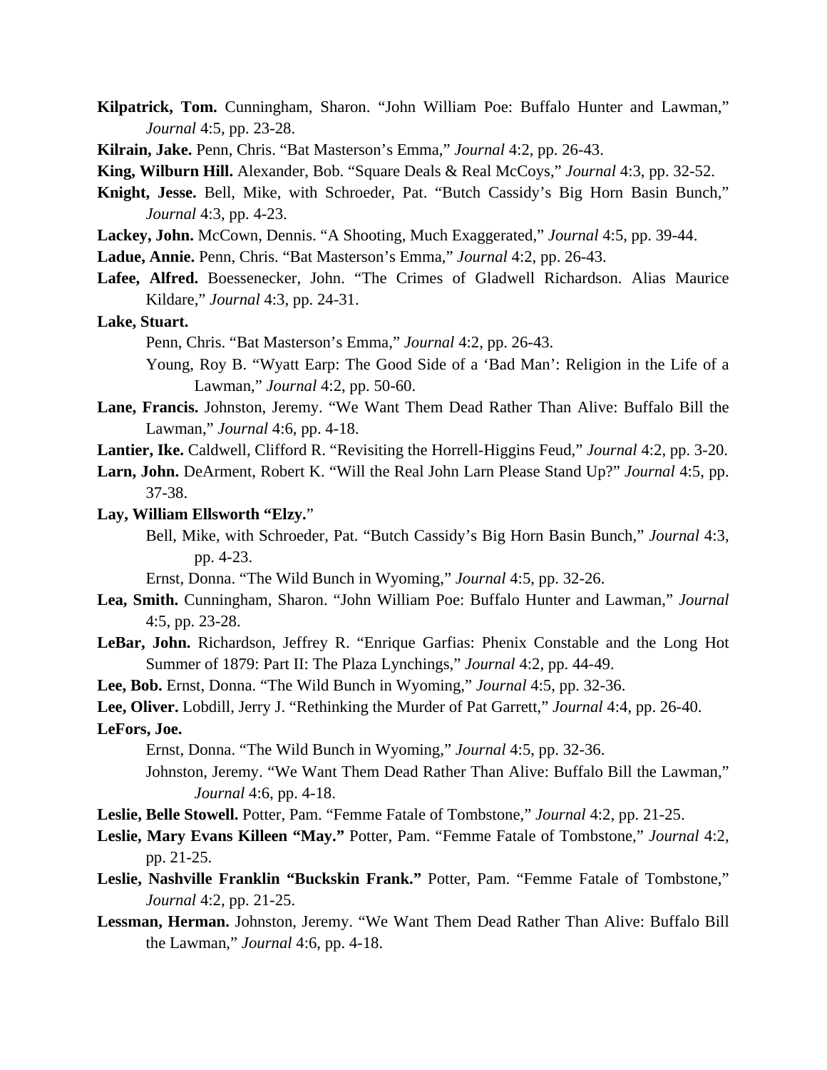**Kilpatrick, Tom.** Cunningham, Sharon. "John William Poe: Buffalo Hunter and Lawman," *Journal* 4:5, pp. 23-28.

**Kilrain, Jake.** Penn, Chris. "Bat Masterson's Emma," *Journal* 4:2, pp. 26-43.

**King, Wilburn Hill.** Alexander, Bob. "Square Deals & Real McCoys," *Journal* 4:3, pp. 32-52.

**Knight, Jesse.** Bell, Mike, with Schroeder, Pat. "Butch Cassidy's Big Horn Basin Bunch," *Journal* 4:3, pp. 4-23.

**Lackey, John.** McCown, Dennis. "A Shooting, Much Exaggerated," *Journal* 4:5, pp. 39-44.

**Ladue, Annie.** Penn, Chris. "Bat Masterson's Emma," *Journal* 4:2, pp. 26-43.

**Lafee, Alfred.** Boessenecker, John. "The Crimes of Gladwell Richardson. Alias Maurice Kildare," *Journal* 4:3, pp. 24-31.

**Lake, Stuart.**

Penn, Chris. "Bat Masterson's Emma," *Journal* 4:2, pp. 26-43.

Young, Roy B. "Wyatt Earp: The Good Side of a 'Bad Man': Religion in the Life of a Lawman," *Journal* 4:2, pp. 50-60.

**Lane, Francis.** Johnston, Jeremy. "We Want Them Dead Rather Than Alive: Buffalo Bill the Lawman," *Journal* 4:6, pp. 4-18.

**Lantier, Ike.** Caldwell, Clifford R. "Revisiting the Horrell-Higgins Feud," *Journal* 4:2, pp. 3-20.

**Larn, John.** DeArment, Robert K. "Will the Real John Larn Please Stand Up?" *Journal* 4:5, pp. 37-38.

**Lay, William Ellsworth "Elzy.**"

Bell, Mike, with Schroeder, Pat. "Butch Cassidy's Big Horn Basin Bunch," *Journal* 4:3, pp. 4-23.

Ernst, Donna. "The Wild Bunch in Wyoming," *Journal* 4:5, pp. 32-26.

**Lea, Smith.** Cunningham, Sharon. "John William Poe: Buffalo Hunter and Lawman," *Journal* 4:5, pp. 23-28.

**LeBar, John.** Richardson, Jeffrey R. "Enrique Garfias: Phenix Constable and the Long Hot Summer of 1879: Part II: The Plaza Lynchings," *Journal* 4:2, pp. 44-49.

**Lee, Bob.** Ernst, Donna. "The Wild Bunch in Wyoming," *Journal* 4:5, pp. 32-36.

**Lee, Oliver.** Lobdill, Jerry J. "Rethinking the Murder of Pat Garrett," *Journal* 4:4, pp. 26-40.

**LeFors, Joe.**

Ernst, Donna. "The Wild Bunch in Wyoming," *Journal* 4:5, pp. 32-36.

Johnston, Jeremy. "We Want Them Dead Rather Than Alive: Buffalo Bill the Lawman," *Journal* 4:6, pp. 4-18.

**Leslie, Belle Stowell.** Potter, Pam. "Femme Fatale of Tombstone," *Journal* 4:2, pp. 21-25.

**Leslie, Mary Evans Killeen "May."** Potter, Pam. "Femme Fatale of Tombstone," *Journal* 4:2, pp. 21-25.

**Leslie, Nashville Franklin "Buckskin Frank."** Potter, Pam. "Femme Fatale of Tombstone," *Journal* 4:2, pp. 21-25.

**Lessman, Herman.** Johnston, Jeremy. "We Want Them Dead Rather Than Alive: Buffalo Bill the Lawman," *Journal* 4:6, pp. 4-18.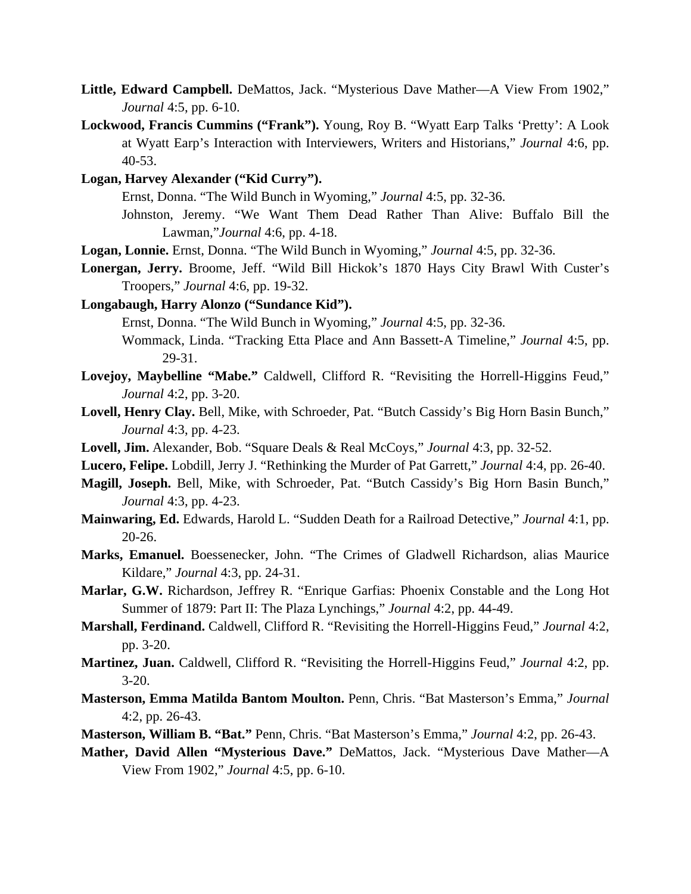**Little, Edward Campbell.** DeMattos, Jack. "Mysterious Dave Mather—A View From 1902," *Journal* 4:5, pp. 6-10.

**Lockwood, Francis Cummins ("Frank").** Young, Roy B. "Wyatt Earp Talks 'Pretty': A Look at Wyatt Earp's Interaction with Interviewers, Writers and Historians," *Journal* 4:6, pp. 40-53.

**Logan, Harvey Alexander ("Kid Curry").**

Ernst, Donna. "The Wild Bunch in Wyoming," *Journal* 4:5, pp. 32-36.

Johnston, Jeremy. "We Want Them Dead Rather Than Alive: Buffalo Bill the Lawman,"*Journal* 4:6, pp. 4-18.

**Logan, Lonnie.** Ernst, Donna. "The Wild Bunch in Wyoming," *Journal* 4:5, pp. 32-36.

**Lonergan, Jerry.** Broome, Jeff. "Wild Bill Hickok's 1870 Hays City Brawl With Custer's Troopers," *Journal* 4:6, pp. 19-32.

**Longabaugh, Harry Alonzo ("Sundance Kid").**

Ernst, Donna. "The Wild Bunch in Wyoming," *Journal* 4:5, pp. 32-36.

Wommack, Linda. "Tracking Etta Place and Ann Bassett-A Timeline," *Journal* 4:5, pp. 29-31.

**Lovejoy, Maybelline "Mabe."** Caldwell, Clifford R. "Revisiting the Horrell-Higgins Feud," *Journal* 4:2, pp. 3-20.

**Lovell, Henry Clay.** Bell, Mike, with Schroeder, Pat. "Butch Cassidy's Big Horn Basin Bunch," *Journal* 4:3, pp. 4-23.

**Lovell, Jim.** Alexander, Bob. "Square Deals & Real McCoys," *Journal* 4:3, pp. 32-52.

**Lucero, Felipe.** Lobdill, Jerry J. "Rethinking the Murder of Pat Garrett," *Journal* 4:4, pp. 26-40.

**Magill, Joseph.** Bell, Mike, with Schroeder, Pat. "Butch Cassidy's Big Horn Basin Bunch," *Journal* 4:3, pp. 4-23.

**Mainwaring, Ed.** Edwards, Harold L. "Sudden Death for a Railroad Detective," *Journal* 4:1, pp. 20-26.

**Marks, Emanuel.** Boessenecker, John. "The Crimes of Gladwell Richardson, alias Maurice Kildare," *Journal* 4:3, pp. 24-31.

**Marlar, G.W.** Richardson, Jeffrey R. "Enrique Garfias: Phoenix Constable and the Long Hot Summer of 1879: Part II: The Plaza Lynchings," *Journal* 4:2, pp. 44-49.

**Marshall, Ferdinand.** Caldwell, Clifford R. "Revisiting the Horrell-Higgins Feud," *Journal* 4:2, pp. 3-20.

**Martinez, Juan.** Caldwell, Clifford R. "Revisiting the Horrell-Higgins Feud," *Journal* 4:2, pp. 3-20.

**Masterson, Emma Matilda Bantom Moulton.** Penn, Chris. "Bat Masterson's Emma," *Journal* 4:2, pp. 26-43.

**Masterson, William B. "Bat."** Penn, Chris. "Bat Masterson's Emma," *Journal* 4:2, pp. 26-43.

**Mather, David Allen "Mysterious Dave."** DeMattos, Jack. "Mysterious Dave Mather—A View From 1902," *Journal* 4:5, pp. 6-10.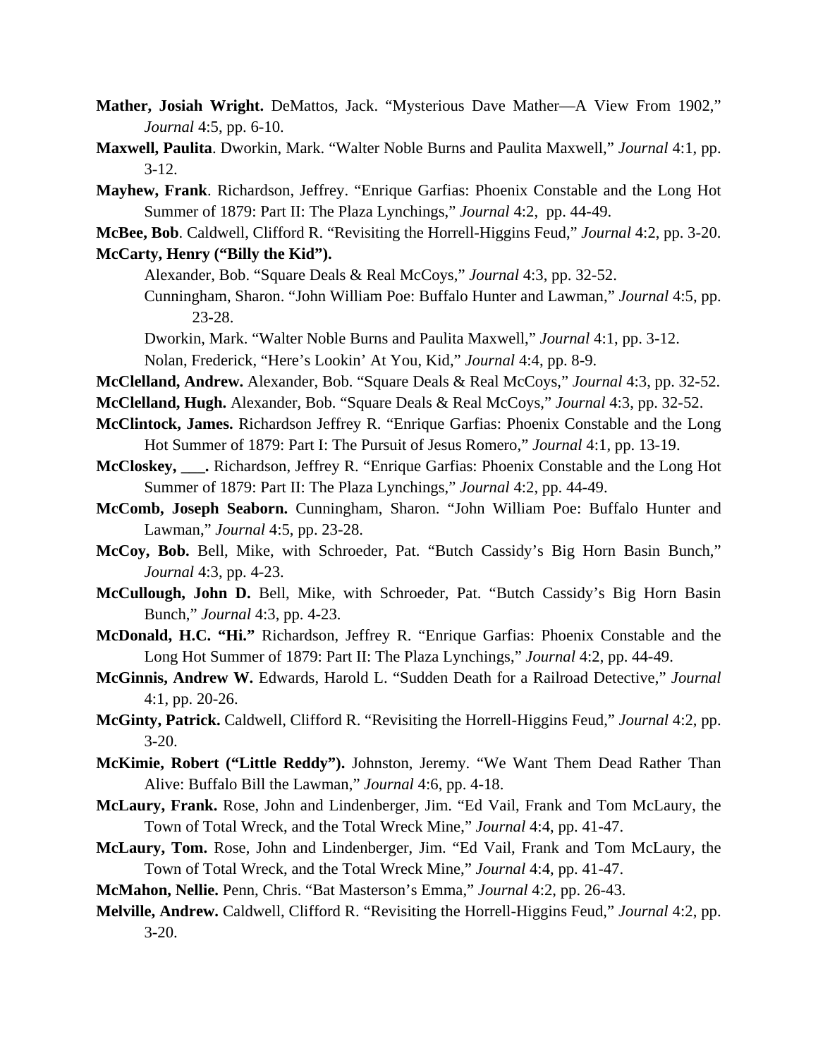**Mather, Josiah Wright.** DeMattos, Jack. "Mysterious Dave Mather—A View From 1902," *Journal* 4:5, pp. 6-10.

**Maxwell, Paulita**. Dworkin, Mark. "Walter Noble Burns and Paulita Maxwell," *Journal* 4:1, pp. 3-12.

**Mayhew, Frank**. Richardson, Jeffrey. "Enrique Garfias: Phoenix Constable and the Long Hot Summer of 1879: Part II: The Plaza Lynchings," *Journal* 4:2, pp. 44-49.

**McBee, Bob**. Caldwell, Clifford R. "Revisiting the Horrell-Higgins Feud," *Journal* 4:2, pp. 3-20.

**McCarty, Henry ("Billy the Kid").**

Alexander, Bob. "Square Deals & Real McCoys," *Journal* 4:3, pp. 32-52.

Cunningham, Sharon. "John William Poe: Buffalo Hunter and Lawman," *Journal* 4:5, pp. 23-28.

Dworkin, Mark. "Walter Noble Burns and Paulita Maxwell," *Journal* 4:1, pp. 3-12.

Nolan, Frederick, "Here's Lookin' At You, Kid," *Journal* 4:4, pp. 8-9.

**McClelland, Andrew.** Alexander, Bob. "Square Deals & Real McCoys," *Journal* 4:3, pp. 32-52.

**McClelland, Hugh.** Alexander, Bob. "Square Deals & Real McCoys," *Journal* 4:3, pp. 32-52.

**McClintock, James.** Richardson Jeffrey R. "Enrique Garfias: Phoenix Constable and the Long Hot Summer of 1879: Part I: The Pursuit of Jesus Romero," *Journal* 4:1, pp. 13-19.

**McCloskey, \_\_\_.** Richardson, Jeffrey R. "Enrique Garfias: Phoenix Constable and the Long Hot Summer of 1879: Part II: The Plaza Lynchings," *Journal* 4:2, pp. 44-49.

**McComb, Joseph Seaborn.** Cunningham, Sharon. "John William Poe: Buffalo Hunter and Lawman," *Journal* 4:5, pp. 23-28.

**McCoy, Bob.** Bell, Mike, with Schroeder, Pat. "Butch Cassidy's Big Horn Basin Bunch," *Journal* 4:3, pp. 4-23.

**McCullough, John D.** Bell, Mike, with Schroeder, Pat. "Butch Cassidy's Big Horn Basin Bunch," *Journal* 4:3, pp. 4-23.

**McDonald, H.C. "Hi."** Richardson, Jeffrey R. "Enrique Garfias: Phoenix Constable and the Long Hot Summer of 1879: Part II: The Plaza Lynchings," *Journal* 4:2, pp. 44-49.

**McGinnis, Andrew W.** Edwards, Harold L. "Sudden Death for a Railroad Detective," *Journal* 4:1, pp. 20-26.

**McGinty, Patrick.** Caldwell, Clifford R. "Revisiting the Horrell-Higgins Feud," *Journal* 4:2, pp. 3-20.

**McKimie, Robert ("Little Reddy").** Johnston, Jeremy. "We Want Them Dead Rather Than Alive: Buffalo Bill the Lawman," *Journal* 4:6, pp. 4-18.

**McLaury, Frank.** Rose, John and Lindenberger, Jim. "Ed Vail, Frank and Tom McLaury, the Town of Total Wreck, and the Total Wreck Mine," *Journal* 4:4, pp. 41-47.

**McLaury, Tom.** Rose, John and Lindenberger, Jim. "Ed Vail, Frank and Tom McLaury, the Town of Total Wreck, and the Total Wreck Mine," *Journal* 4:4, pp. 41-47.

**McMahon, Nellie.** Penn, Chris. "Bat Masterson's Emma," *Journal* 4:2, pp. 26-43.

**Melville, Andrew.** Caldwell, Clifford R. "Revisiting the Horrell-Higgins Feud," *Journal* 4:2, pp. 3-20.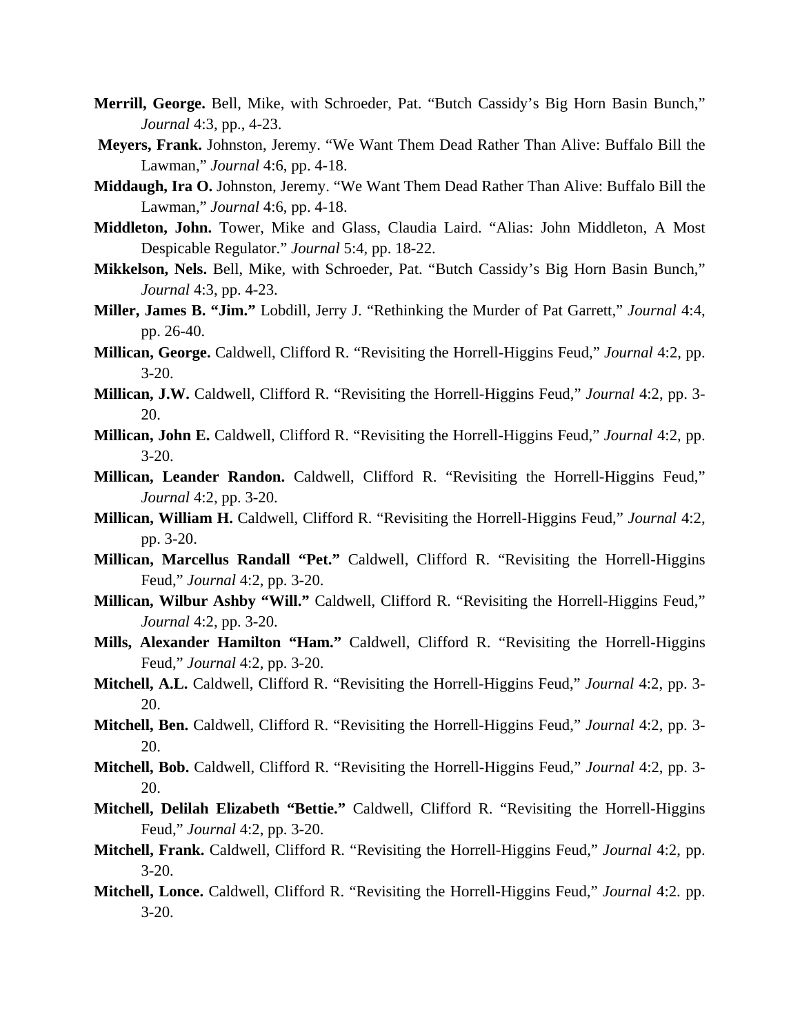**Merrill, George.** Bell, Mike, with Schroeder, Pat. "Butch Cassidy's Big Horn Basin Bunch," *Journal* 4:3, pp., 4-23.

**Meyers, Frank.** Johnston, Jeremy. "We Want Them Dead Rather Than Alive: Buffalo Bill the Lawman," *Journal* 4:6, pp. 4-18.

**Middaugh, Ira O.** Johnston, Jeremy. "We Want Them Dead Rather Than Alive: Buffalo Bill the Lawman," *Journal* 4:6, pp. 4-18.

**Middleton, John.** Tower, Mike and Glass, Claudia Laird. "Alias: John Middleton, A Most Despicable Regulator." *Journal* 5:4, pp. 18-22.

**Mikkelson, Nels.** Bell, Mike, with Schroeder, Pat. "Butch Cassidy's Big Horn Basin Bunch," *Journal* 4:3, pp. 4-23.

**Miller, James B. "Jim."** Lobdill, Jerry J. "Rethinking the Murder of Pat Garrett," *Journal* 4:4, pp. 26-40.

**Millican, George.** Caldwell, Clifford R. "Revisiting the Horrell-Higgins Feud," *Journal* 4:2, pp. 3-20.

**Millican, J.W.** Caldwell, Clifford R. "Revisiting the Horrell-Higgins Feud," *Journal* 4:2, pp. 3-20.

**Millican, John E.** Caldwell, Clifford R. "Revisiting the Horrell-Higgins Feud," *Journal* 4:2, pp. 3-20.

**Millican, Leander Randon.** Caldwell, Clifford R. "Revisiting the Horrell-Higgins Feud," *Journal* 4:2, pp. 3-20.

**Millican, William H.** Caldwell, Clifford R. "Revisiting the Horrell-Higgins Feud," *Journal* 4:2, pp. 3-20.

**Millican, Marcellus Randall "Pet."** Caldwell, Clifford R. "Revisiting the Horrell-Higgins Feud," *Journal* 4:2, pp. 3-20.

**Millican, Wilbur Ashby "Will."** Caldwell, Clifford R. "Revisiting the Horrell-Higgins Feud," *Journal* 4:2, pp. 3-20.

**Mills, Alexander Hamilton "Ham."** Caldwell, Clifford R. "Revisiting the Horrell-Higgins Feud," *Journal* 4:2, pp. 3-20.

**Mitchell, A.L.** Caldwell, Clifford R. "Revisiting the Horrell-Higgins Feud," *Journal* 4:2, pp. 3-20.

**Mitchell, Ben.** Caldwell, Clifford R. "Revisiting the Horrell-Higgins Feud," *Journal* 4:2, pp. 3-20.

**Mitchell, Bob.** Caldwell, Clifford R. "Revisiting the Horrell-Higgins Feud," *Journal* 4:2, pp. 3-20.

**Mitchell, Delilah Elizabeth "Bettie."** Caldwell, Clifford R. "Revisiting the Horrell-Higgins Feud," *Journal* 4:2, pp. 3-20.

**Mitchell, Frank.** Caldwell, Clifford R. "Revisiting the Horrell-Higgins Feud," *Journal* 4:2, pp. 3-20.

**Mitchell, Lonce.** Caldwell, Clifford R. "Revisiting the Horrell-Higgins Feud," *Journal* 4:2. pp. 3-20.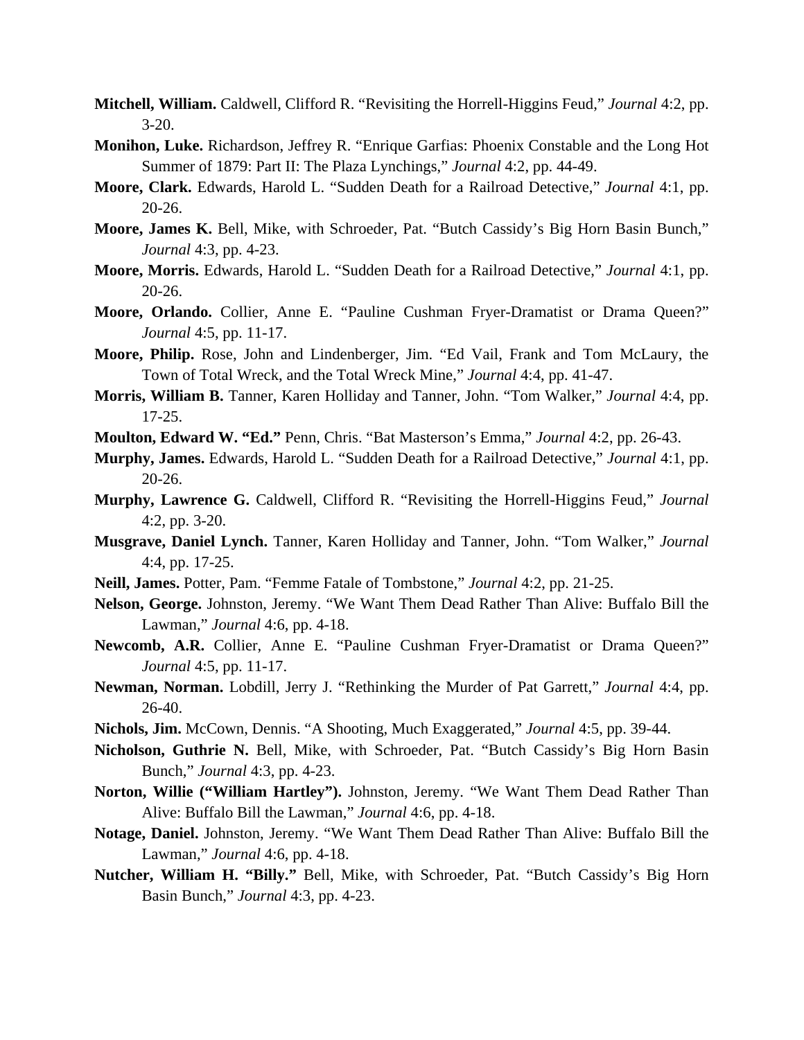**Mitchell, William.** Caldwell, Clifford R. “Revisiting the Horrell-Higgins Feud,” *Journal* 4:2, pp. 3-20.

**Monihon, Luke.** Richardson, Jeffrey R. “Enrique Garfias: Phoenix Constable and the Long Hot Summer of 1879: Part II: The Plaza Lynchings,” *Journal* 4:2, pp. 44-49.

**Moore, Clark.** Edwards, Harold L. “Sudden Death for a Railroad Detective,” *Journal* 4:1, pp. 20-26.

**Moore, James K.** Bell, Mike, with Schroeder, Pat. “Butch Cassidy’s Big Horn Basin Bunch,” *Journal* 4:3, pp. 4-23.

**Moore, Morris.** Edwards, Harold L. “Sudden Death for a Railroad Detective,” *Journal* 4:1, pp. 20-26.

**Moore, Orlando.** Collier, Anne E. “Pauline Cushman Fryer-Dramatist or Drama Queen?” *Journal* 4:5, pp. 11-17.

**Moore, Philip.** Rose, John and Lindenberger, Jim. “Ed Vail, Frank and Tom McLaury, the Town of Total Wreck, and the Total Wreck Mine,” *Journal* 4:4, pp. 41-47.

**Morris, William B.** Tanner, Karen Holliday and Tanner, John. “Tom Walker,” *Journal* 4:4, pp. 17-25.

**Moulton, Edward W. “Ed.”** Penn, Chris. “Bat Masterson’s Emma,” *Journal* 4:2, pp. 26-43.

**Murphy, James.** Edwards, Harold L. “Sudden Death for a Railroad Detective,” *Journal* 4:1, pp. 20-26.

**Murphy, Lawrence G.** Caldwell, Clifford R. “Revisiting the Horrell-Higgins Feud,” *Journal* 4:2, pp. 3-20.

**Musgrave, Daniel Lynch.** Tanner, Karen Holliday and Tanner, John. “Tom Walker,” *Journal* 4:4, pp. 17-25.

**Neill, James.** Potter, Pam. “Femme Fatale of Tombstone,” *Journal* 4:2, pp. 21-25.

**Nelson, George.** Johnston, Jeremy. “We Want Them Dead Rather Than Alive: Buffalo Bill the Lawman,” *Journal* 4:6, pp. 4-18.

**Newcomb, A.R.** Collier, Anne E. “Pauline Cushman Fryer-Dramatist or Drama Queen?” *Journal* 4:5, pp. 11-17.

**Newman, Norman.** Lobdill, Jerry J. “Rethinking the Murder of Pat Garrett,” *Journal* 4:4, pp. 26-40.

**Nichols, Jim.** McCown, Dennis. “A Shooting, Much Exaggerated,” *Journal* 4:5, pp. 39-44.

**Nicholson, Guthrie N.** Bell, Mike, with Schroeder, Pat. “Butch Cassidy’s Big Horn Basin Bunch,” *Journal* 4:3, pp. 4-23.

**Norton, Willie (“William Hartley”).** Johnston, Jeremy. “We Want Them Dead Rather Than Alive: Buffalo Bill the Lawman,” *Journal* 4:6, pp. 4-18.

**Notage, Daniel.** Johnston, Jeremy. “We Want Them Dead Rather Than Alive: Buffalo Bill the Lawman,” *Journal* 4:6, pp. 4-18.

**Nutcher, William H. “Billy.”** Bell, Mike, with Schroeder, Pat. “Butch Cassidy’s Big Horn Basin Bunch,” *Journal* 4:3, pp. 4-23.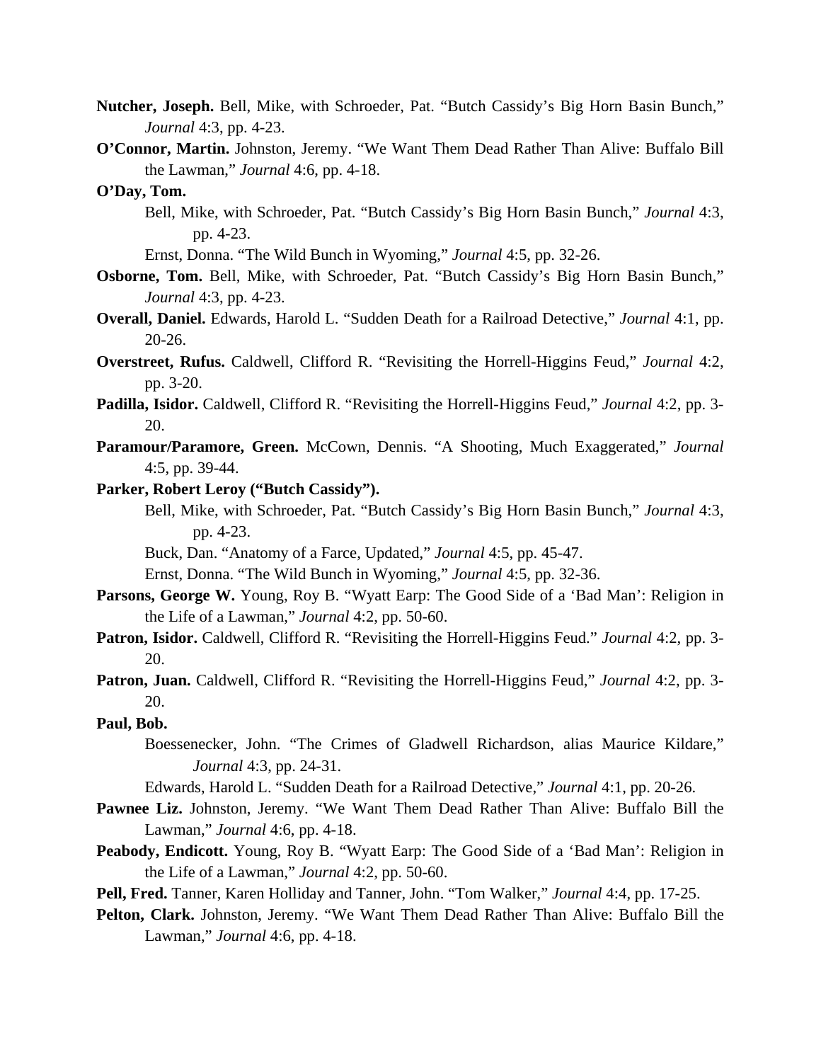**Nutcher, Joseph.** Bell, Mike, with Schroeder, Pat. "Butch Cassidy's Big Horn Basin Bunch," *Journal* 4:3, pp. 4-23.

**O'Connor, Martin.** Johnston, Jeremy. "We Want Them Dead Rather Than Alive: Buffalo Bill the Lawman," *Journal* 4:6, pp. 4-18.

**O'Day, Tom.**

Bell, Mike, with Schroeder, Pat. "Butch Cassidy's Big Horn Basin Bunch," *Journal* 4:3, pp. 4-23.

Ernst, Donna. "The Wild Bunch in Wyoming," *Journal* 4:5, pp. 32-26.

**Osborne, Tom.** Bell, Mike, with Schroeder, Pat. "Butch Cassidy's Big Horn Basin Bunch," *Journal* 4:3, pp. 4-23.

**Overall, Daniel.** Edwards, Harold L. "Sudden Death for a Railroad Detective," *Journal* 4:1, pp. 20-26.

**Overstreet, Rufus.** Caldwell, Clifford R. "Revisiting the Horrell-Higgins Feud," *Journal* 4:2, pp. 3-20.

**Padilla, Isidor.** Caldwell, Clifford R. "Revisiting the Horrell-Higgins Feud," *Journal* 4:2, pp. 3-20.

**Paramour/Paramore, Green.** McCown, Dennis. "A Shooting, Much Exaggerated," *Journal* 4:5, pp. 39-44.

**Parker, Robert Leroy ("Butch Cassidy").**

Bell, Mike, with Schroeder, Pat. "Butch Cassidy's Big Horn Basin Bunch," *Journal* 4:3, pp. 4-23.

Buck, Dan. "Anatomy of a Farce, Updated," *Journal* 4:5, pp. 45-47.

Ernst, Donna. "The Wild Bunch in Wyoming," *Journal* 4:5, pp. 32-36.

**Parsons, George W.** Young, Roy B. "Wyatt Earp: The Good Side of a 'Bad Man': Religion in the Life of a Lawman," *Journal* 4:2, pp. 50-60.

**Patron, Isidor.** Caldwell, Clifford R. "Revisiting the Horrell-Higgins Feud." *Journal* 4:2, pp. 3-20.

**Patron, Juan.** Caldwell, Clifford R. "Revisiting the Horrell-Higgins Feud," *Journal* 4:2, pp. 3-20.

**Paul, Bob.**

Boessenecker, John. "The Crimes of Gladwell Richardson, alias Maurice Kildare," *Journal* 4:3, pp. 24-31.

Edwards, Harold L. "Sudden Death for a Railroad Detective," *Journal* 4:1, pp. 20-26.

**Pawnee Liz.** Johnston, Jeremy. "We Want Them Dead Rather Than Alive: Buffalo Bill the Lawman," *Journal* 4:6, pp. 4-18.

**Peabody, Endicott.** Young, Roy B. "Wyatt Earp: The Good Side of a 'Bad Man': Religion in the Life of a Lawman," *Journal* 4:2, pp. 50-60.

**Pell, Fred.** Tanner, Karen Holliday and Tanner, John. "Tom Walker," *Journal* 4:4, pp. 17-25.

**Pelton, Clark.** Johnston, Jeremy. "We Want Them Dead Rather Than Alive: Buffalo Bill the Lawman," *Journal* 4:6, pp. 4-18.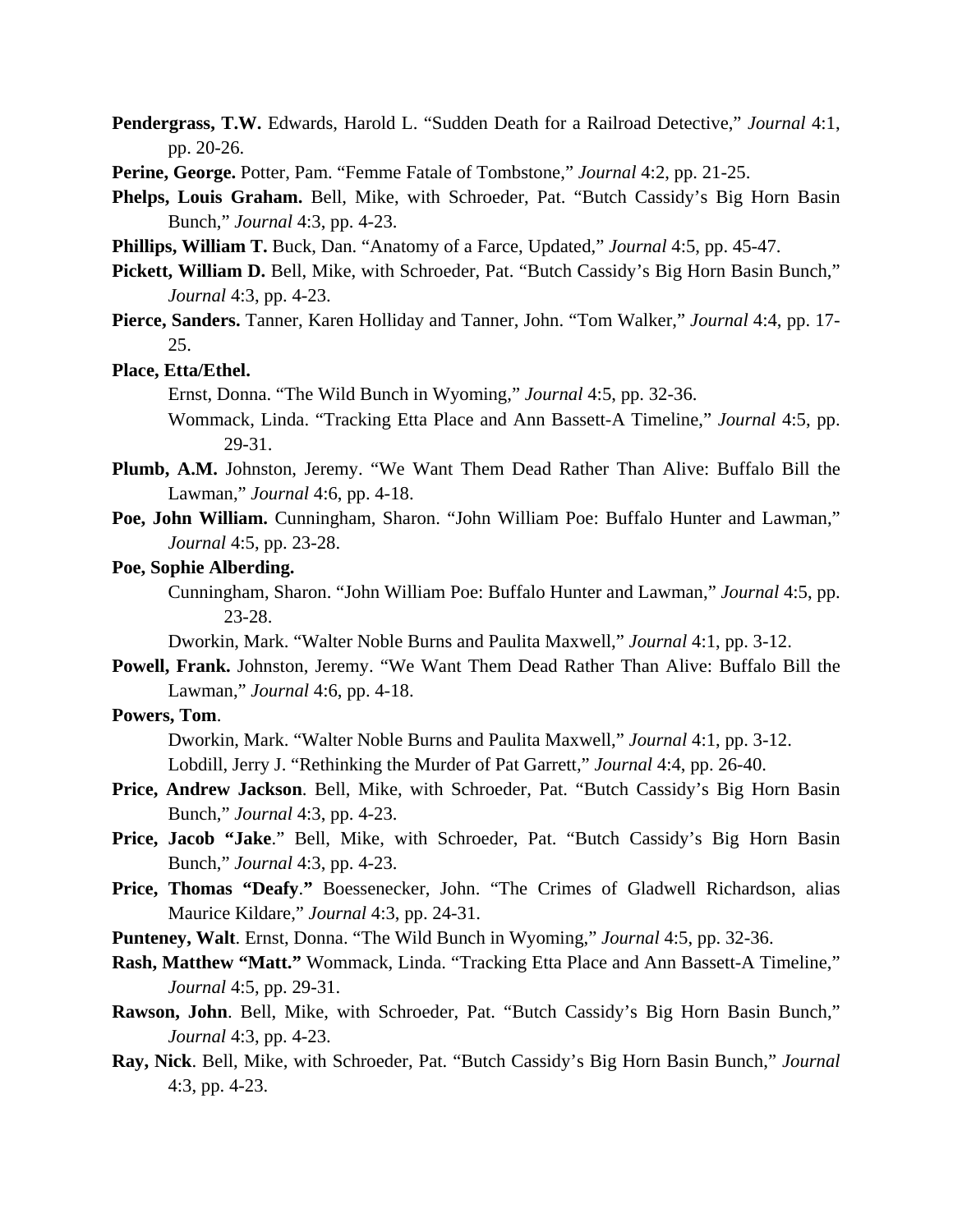**Pendergrass, T.W.** Edwards, Harold L. "Sudden Death for a Railroad Detective," *Journal* 4:1, pp. 20-26.

**Perine, George.** Potter, Pam. "Femme Fatale of Tombstone," *Journal* 4:2, pp. 21-25.

**Phelps, Louis Graham.** Bell, Mike, with Schroeder, Pat. "Butch Cassidy's Big Horn Basin Bunch," *Journal* 4:3, pp. 4-23.

**Phillips, William T.** Buck, Dan. "Anatomy of a Farce, Updated," *Journal* 4:5, pp. 45-47.

**Pickett, William D.** Bell, Mike, with Schroeder, Pat. "Butch Cassidy's Big Horn Basin Bunch," *Journal* 4:3, pp. 4-23.

**Pierce, Sanders.** Tanner, Karen Holliday and Tanner, John. "Tom Walker," *Journal* 4:4, pp. 17-25.

**Place, Etta/Ethel.**

Ernst, Donna. "The Wild Bunch in Wyoming," *Journal* 4:5, pp. 32-36.

Wommack, Linda. "Tracking Etta Place and Ann Bassett-A Timeline," *Journal* 4:5, pp. 29-31.

**Plumb, A.M.** Johnston, Jeremy. "We Want Them Dead Rather Than Alive: Buffalo Bill the Lawman," *Journal* 4:6, pp. 4-18.

**Poe, John William.** Cunningham, Sharon. "John William Poe: Buffalo Hunter and Lawman," *Journal* 4:5, pp. 23-28.

**Poe, Sophie Alberding.**

Cunningham, Sharon. "John William Poe: Buffalo Hunter and Lawman," *Journal* 4:5, pp. 23-28.

Dworkin, Mark. "Walter Noble Burns and Paulita Maxwell," *Journal* 4:1, pp. 3-12.

**Powell, Frank.** Johnston, Jeremy. "We Want Them Dead Rather Than Alive: Buffalo Bill the Lawman," *Journal* 4:6, pp. 4-18.

**Powers, Tom**.

Dworkin, Mark. "Walter Noble Burns and Paulita Maxwell," *Journal* 4:1, pp. 3-12.

Lobdill, Jerry J. "Rethinking the Murder of Pat Garrett," *Journal* 4:4, pp. 26-40.

**Price, Andrew Jackson**. Bell, Mike, with Schroeder, Pat. "Butch Cassidy's Big Horn Basin Bunch," *Journal* 4:3, pp. 4-23.

**Price, Jacob "Jake**." Bell, Mike, with Schroeder, Pat. "Butch Cassidy's Big Horn Basin Bunch," *Journal* 4:3, pp. 4-23.

**Price, Thomas "Deafy**.**"** Boessenecker, John. "The Crimes of Gladwell Richardson, alias Maurice Kildare," *Journal* 4:3, pp. 24-31.

**Punteney, Walt**. Ernst, Donna. "The Wild Bunch in Wyoming," *Journal* 4:5, pp. 32-36.

**Rash, Matthew "Matt."** Wommack, Linda. "Tracking Etta Place and Ann Bassett-A Timeline," *Journal* 4:5, pp. 29-31.

**Rawson, John**. Bell, Mike, with Schroeder, Pat. "Butch Cassidy's Big Horn Basin Bunch," *Journal* 4:3, pp. 4-23.

**Ray, Nick**. Bell, Mike, with Schroeder, Pat. "Butch Cassidy's Big Horn Basin Bunch," *Journal* 4:3, pp. 4-23.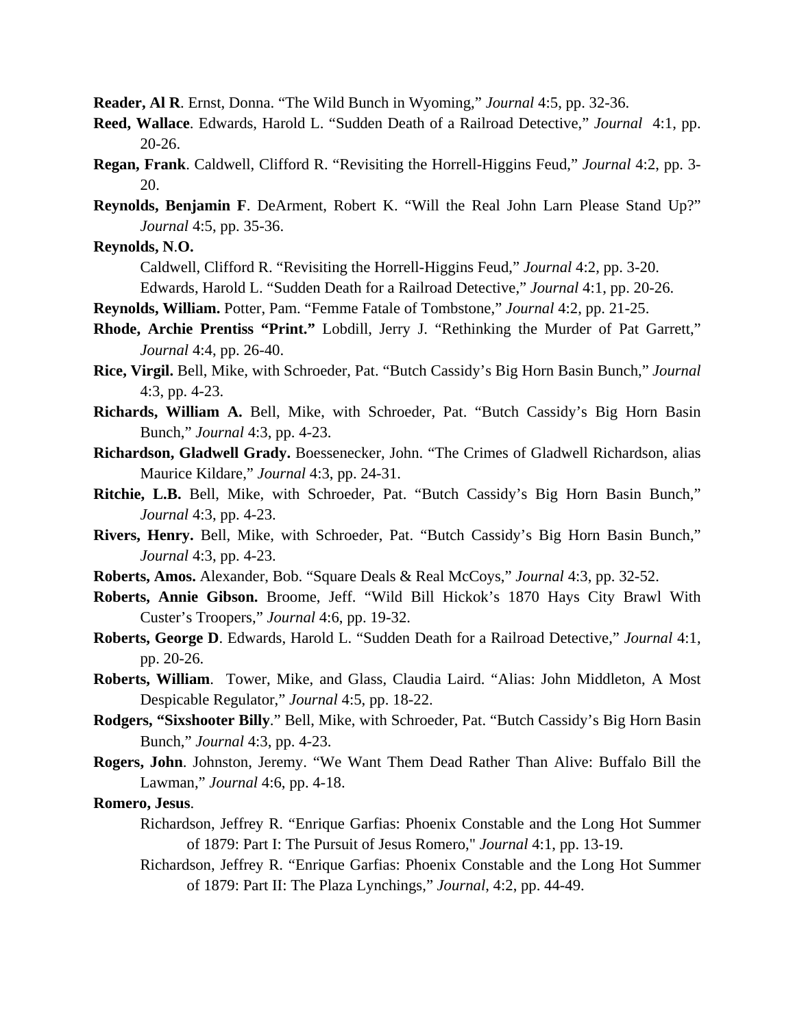**Reader, Al R**. Ernst, Donna. "The Wild Bunch in Wyoming," *Journal* 4:5, pp. 32-36.

**Reed, Wallace**. Edwards, Harold L. "Sudden Death of a Railroad Detective," *Journal* 4:1, pp. 20-26.

**Regan, Frank**. Caldwell, Clifford R. "Revisiting the Horrell-Higgins Feud," *Journal* 4:2, pp. 3-20.

**Reynolds, Benjamin F**. DeArment, Robert K. "Will the Real John Larn Please Stand Up?" *Journal* 4:5, pp. 35-36.

**Reynolds, N.O.**

Caldwell, Clifford R. "Revisiting the Horrell-Higgins Feud," *Journal* 4:2, pp. 3-20.

Edwards, Harold L. "Sudden Death for a Railroad Detective," *Journal* 4:1, pp. 20-26.

**Reynolds, William.** Potter, Pam. "Femme Fatale of Tombstone," *Journal* 4:2, pp. 21-25.

**Rhode, Archie Prentiss "Print."** Lobdill, Jerry J. "Rethinking the Murder of Pat Garrett," *Journal* 4:4, pp. 26-40.

**Rice, Virgil.** Bell, Mike, with Schroeder, Pat. "Butch Cassidy's Big Horn Basin Bunch," *Journal* 4:3, pp. 4-23.

**Richards, William A.** Bell, Mike, with Schroeder, Pat. "Butch Cassidy's Big Horn Basin Bunch," *Journal* 4:3, pp. 4-23.

**Richardson, Gladwell Grady.** Boessenecker, John. "The Crimes of Gladwell Richardson, alias Maurice Kildare," *Journal* 4:3, pp. 24-31.

**Ritchie, L.B.** Bell, Mike, with Schroeder, Pat. "Butch Cassidy's Big Horn Basin Bunch," *Journal* 4:3, pp. 4-23.

**Rivers, Henry.** Bell, Mike, with Schroeder, Pat. "Butch Cassidy's Big Horn Basin Bunch," *Journal* 4:3, pp. 4-23.

**Roberts, Amos.** Alexander, Bob. "Square Deals & Real McCoys," *Journal* 4:3, pp. 32-52.

**Roberts, Annie Gibson.** Broome, Jeff. "Wild Bill Hickok's 1870 Hays City Brawl With Custer's Troopers," *Journal* 4:6, pp. 19-32.

**Roberts, George D**. Edwards, Harold L. "Sudden Death for a Railroad Detective," *Journal* 4:1, pp. 20-26.

**Roberts, William**. Tower, Mike, and Glass, Claudia Laird. "Alias: John Middleton, A Most Despicable Regulator," *Journal* 4:5, pp. 18-22.

**Rodgers, "Sixshooter Billy**." Bell, Mike, with Schroeder, Pat. "Butch Cassidy's Big Horn Basin Bunch," *Journal* 4:3, pp. 4-23.

**Rogers, John**. Johnston, Jeremy. "We Want Them Dead Rather Than Alive: Buffalo Bill the Lawman," *Journal* 4:6, pp. 4-18.

**Romero, Jesus**.

Richardson, Jeffrey R. "Enrique Garfias: Phoenix Constable and the Long Hot Summer of 1879: Part I: The Pursuit of Jesus Romero," *Journal* 4:1, pp. 13-19.

Richardson, Jeffrey R. "Enrique Garfias: Phoenix Constable and the Long Hot Summer of 1879: Part II: The Plaza Lynchings," *Journal*, 4:2, pp. 44-49.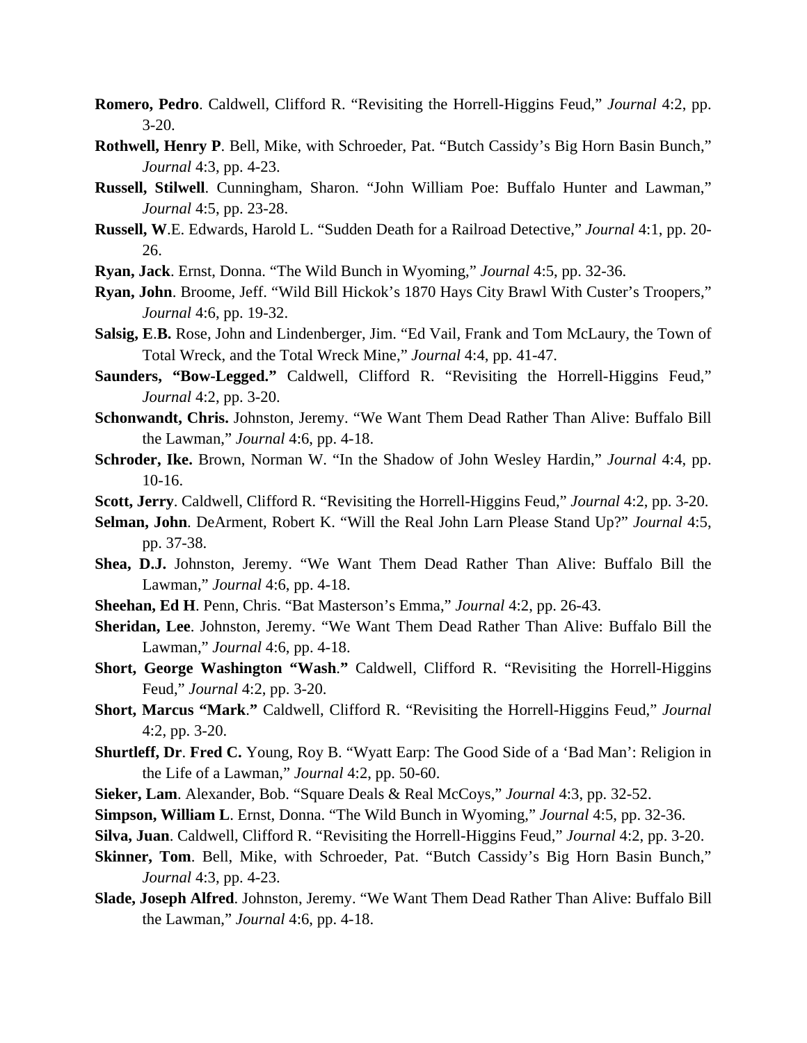**Romero, Pedro**. Caldwell, Clifford R. “Revisiting the Horrell-Higgins Feud,” *Journal* 4:2, pp. 3-20.

**Rothwell, Henry P**. Bell, Mike, with Schroeder, Pat. “Butch Cassidy’s Big Horn Basin Bunch,” *Journal* 4:3, pp. 4-23.

**Russell, Stilwell**. Cunningham, Sharon. “John William Poe: Buffalo Hunter and Lawman,” *Journal* 4:5, pp. 23-28.

**Russell, W**.E. Edwards, Harold L. “Sudden Death for a Railroad Detective,” *Journal* 4:1, pp. 20-26.

**Ryan, Jack**. Ernst, Donna. “The Wild Bunch in Wyoming,” *Journal* 4:5, pp. 32-36.

**Ryan, John**. Broome, Jeff. “Wild Bill Hickok’s 1870 Hays City Brawl With Custer’s Troopers,” *Journal* 4:6, pp. 19-32.

**Salsig, E**.**B.** Rose, John and Lindenberger, Jim. “Ed Vail, Frank and Tom McLaury, the Town of Total Wreck, and the Total Wreck Mine,” *Journal* 4:4, pp. 41-47.

**Saunders, “Bow-Legged.”** Caldwell, Clifford R. “Revisiting the Horrell-Higgins Feud,” *Journal* 4:2, pp. 3-20.

**Schonwandt, Chris.** Johnston, Jeremy. “We Want Them Dead Rather Than Alive: Buffalo Bill the Lawman,” *Journal* 4:6, pp. 4-18.

**Schroder, Ike.** Brown, Norman W. “In the Shadow of John Wesley Hardin,” *Journal* 4:4, pp. 10-16.

**Scott, Jerry**. Caldwell, Clifford R. “Revisiting the Horrell-Higgins Feud,” *Journal* 4:2, pp. 3-20.

**Selman, John**. DeArment, Robert K. “Will the Real John Larn Please Stand Up?” *Journal* 4:5, pp. 37-38.

**Shea, D.J.** Johnston, Jeremy. “We Want Them Dead Rather Than Alive: Buffalo Bill the Lawman,” *Journal* 4:6, pp. 4-18.

**Sheehan, Ed H**. Penn, Chris. “Bat Masterson’s Emma,” *Journal* 4:2, pp. 26-43.

**Sheridan, Lee**. Johnston, Jeremy. “We Want Them Dead Rather Than Alive: Buffalo Bill the Lawman,” *Journal* 4:6, pp. 4-18.

**Short, George Washington “Wash**.**”** Caldwell, Clifford R. “Revisiting the Horrell-Higgins Feud,” *Journal* 4:2, pp. 3-20.

**Short, Marcus “Mark**.**”** Caldwell, Clifford R. “Revisiting the Horrell-Higgins Feud,” *Journal* 4:2, pp. 3-20.

**Shurtleff, Dr**. **Fred C.** Young, Roy B. “Wyatt Earp: The Good Side of a ‘Bad Man’: Religion in the Life of a Lawman,” *Journal* 4:2, pp. 50-60.

**Sieker, Lam**. Alexander, Bob. “Square Deals & Real McCoys,” *Journal* 4:3, pp. 32-52.

**Simpson, William L**. Ernst, Donna. “The Wild Bunch in Wyoming,” *Journal* 4:5, pp. 32-36.

**Silva, Juan**. Caldwell, Clifford R. “Revisiting the Horrell-Higgins Feud,” *Journal* 4:2, pp. 3-20.

**Skinner, Tom**. Bell, Mike, with Schroeder, Pat. “Butch Cassidy’s Big Horn Basin Bunch,” *Journal* 4:3, pp. 4-23.

**Slade, Joseph Alfred**. Johnston, Jeremy. “We Want Them Dead Rather Than Alive: Buffalo Bill the Lawman,” *Journal* 4:6, pp. 4-18.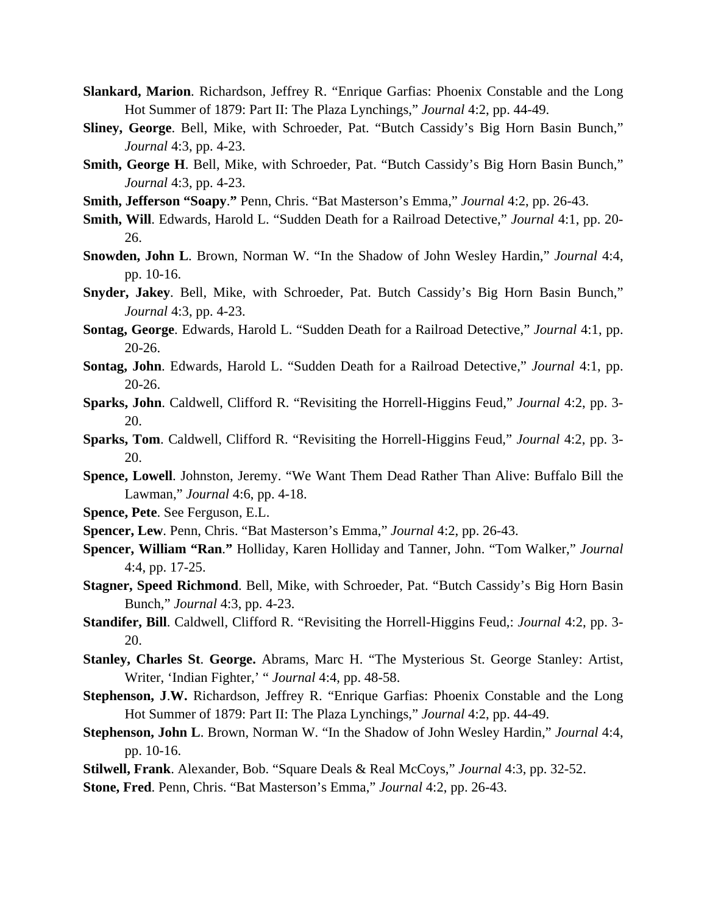**Slankard, Marion**. Richardson, Jeffrey R. “Enrique Garfias: Phoenix Constable and the Long Hot Summer of 1879: Part II: The Plaza Lynchings,” *Journal* 4:2, pp. 44-49.

**Sliney, George**. Bell, Mike, with Schroeder, Pat. “Butch Cassidy’s Big Horn Basin Bunch,” *Journal* 4:3, pp. 4-23.

**Smith, George H**. Bell, Mike, with Schroeder, Pat. “Butch Cassidy’s Big Horn Basin Bunch,” *Journal* 4:3, pp. 4-23.

**Smith, Jefferson “Soapy.”** Penn, Chris. “Bat Masterson’s Emma,” *Journal* 4:2, pp. 26-43.

**Smith, Will**. Edwards, Harold L. “Sudden Death for a Railroad Detective,” *Journal* 4:1, pp. 20-26.

**Snowden, John L**. Brown, Norman W. “In the Shadow of John Wesley Hardin,” *Journal* 4:4, pp. 10-16.

**Snyder, Jakey**. Bell, Mike, with Schroeder, Pat. Butch Cassidy’s Big Horn Basin Bunch,” *Journal* 4:3, pp. 4-23.

**Sontag, George**. Edwards, Harold L. “Sudden Death for a Railroad Detective,” *Journal* 4:1, pp. 20-26.

**Sontag, John**. Edwards, Harold L. “Sudden Death for a Railroad Detective,” *Journal* 4:1, pp. 20-26.

**Sparks, John**. Caldwell, Clifford R. “Revisiting the Horrell-Higgins Feud,” *Journal* 4:2, pp. 3-20.

**Sparks, Tom**. Caldwell, Clifford R. “Revisiting the Horrell-Higgins Feud,” *Journal* 4:2, pp. 3-20.

**Spence, Lowell**. Johnston, Jeremy. “We Want Them Dead Rather Than Alive: Buffalo Bill the Lawman,” *Journal* 4:6, pp. 4-18.

**Spence, Pete**. See Ferguson, E.L.

**Spencer, Lew**. Penn, Chris. “Bat Masterson’s Emma,” *Journal* 4:2, pp. 26-43.

**Spencer, William “Ran.”** Holliday, Karen Holliday and Tanner, John. “Tom Walker,” *Journal* 4:4, pp. 17-25.

**Stagner, Speed Richmond**. Bell, Mike, with Schroeder, Pat. “Butch Cassidy’s Big Horn Basin Bunch,” *Journal* 4:3, pp. 4-23.

**Standifer, Bill**. Caldwell, Clifford R. “Revisiting the Horrell-Higgins Feud,: *Journal* 4:2, pp. 3-20.

**Stanley, Charles St. George.** Abrams, Marc H. “The Mysterious St. George Stanley: Artist, Writer, ‘Indian Fighter,’ “ *Journal* 4:4, pp. 48-58.

**Stephenson, J.W.** Richardson, Jeffrey R. “Enrique Garfias: Phoenix Constable and the Long Hot Summer of 1879: Part II: The Plaza Lynchings,” *Journal* 4:2, pp. 44-49.

**Stephenson, John L**. Brown, Norman W. “In the Shadow of John Wesley Hardin,” *Journal* 4:4, pp. 10-16.

**Stilwell, Frank**. Alexander, Bob. “Square Deals & Real McCoys,” *Journal* 4:3, pp. 32-52.

**Stone, Fred**. Penn, Chris. “Bat Masterson’s Emma,” *Journal* 4:2, pp. 26-43.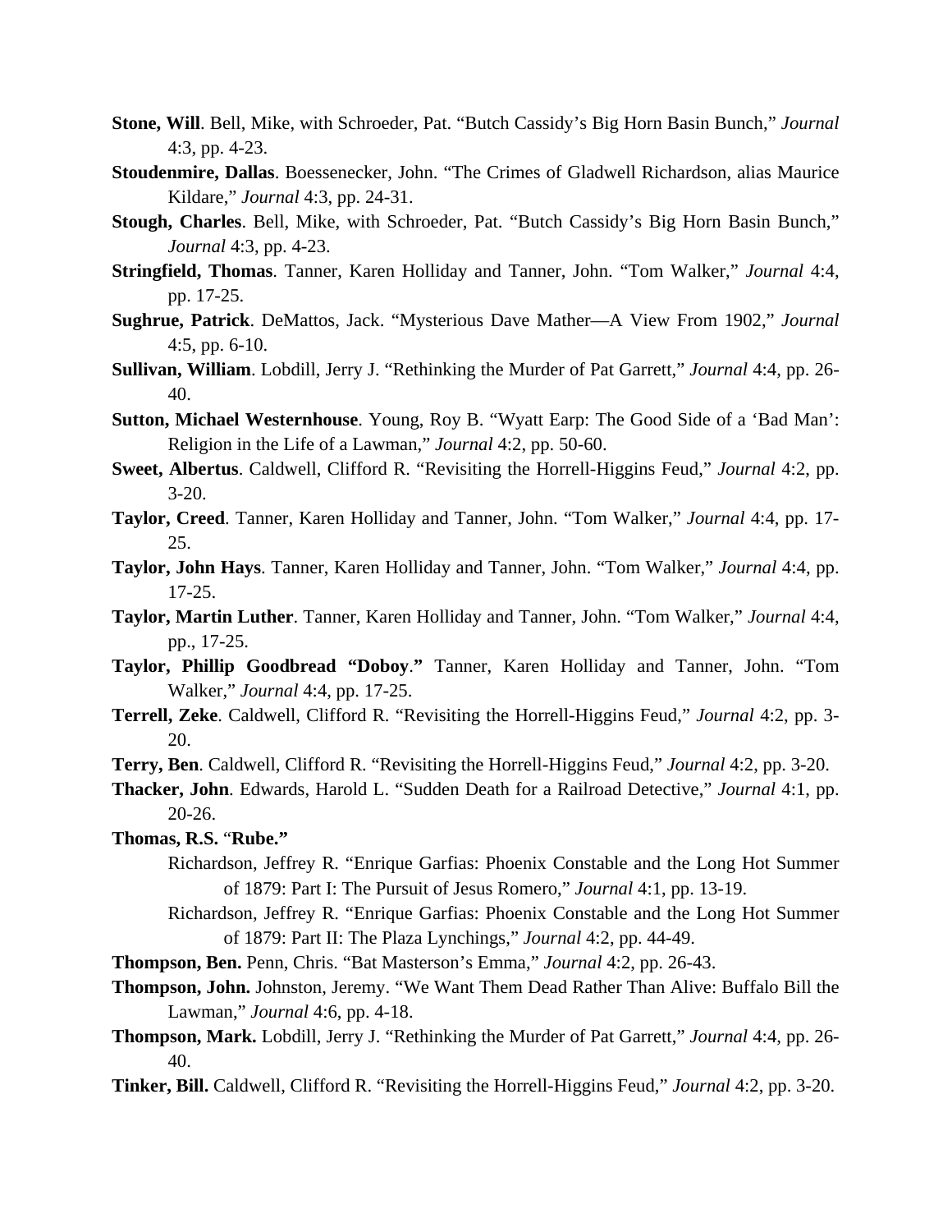**Stone, Will**. Bell, Mike, with Schroeder, Pat. "Butch Cassidy's Big Horn Basin Bunch," *Journal* 4:3, pp. 4-23.

**Stoudenmire, Dallas**. Boessenecker, John. "The Crimes of Gladwell Richardson, alias Maurice Kildare," *Journal* 4:3, pp. 24-31.

**Stough, Charles**. Bell, Mike, with Schroeder, Pat. "Butch Cassidy's Big Horn Basin Bunch," *Journal* 4:3, pp. 4-23.

**Stringfield, Thomas**. Tanner, Karen Holliday and Tanner, John. "Tom Walker," *Journal* 4:4, pp. 17-25.

**Sughrue, Patrick**. DeMattos, Jack. "Mysterious Dave Mather—A View From 1902," *Journal* 4:5, pp. 6-10.

**Sullivan, William**. Lobdill, Jerry J. "Rethinking the Murder of Pat Garrett," *Journal* 4:4, pp. 26-40.

**Sutton, Michael Westernhouse**. Young, Roy B. "Wyatt Earp: The Good Side of a 'Bad Man': Religion in the Life of a Lawman," *Journal* 4:2, pp. 50-60.

**Sweet, Albertus**. Caldwell, Clifford R. "Revisiting the Horrell-Higgins Feud," *Journal* 4:2, pp. 3-20.

**Taylor, Creed**. Tanner, Karen Holliday and Tanner, John. "Tom Walker," *Journal* 4:4, pp. 17-25.

**Taylor, John Hays**. Tanner, Karen Holliday and Tanner, John. "Tom Walker," *Journal* 4:4, pp. 17-25.

**Taylor, Martin Luther**. Tanner, Karen Holliday and Tanner, John. "Tom Walker," *Journal* 4:4, pp., 17-25.

**Taylor, Phillip Goodbread "Doboy."** Tanner, Karen Holliday and Tanner, John. "Tom Walker," *Journal* 4:4, pp. 17-25.

**Terrell, Zeke**. Caldwell, Clifford R. "Revisiting the Horrell-Higgins Feud," *Journal* 4:2, pp. 3-20.

**Terry, Ben**. Caldwell, Clifford R. "Revisiting the Horrell-Higgins Feud," *Journal* 4:2, pp. 3-20.

**Thacker, John**. Edwards, Harold L. "Sudden Death for a Railroad Detective," *Journal* 4:1, pp. 20-26.

**Thomas, R.S.** "**Rube."**

Richardson, Jeffrey R. "Enrique Garfias: Phoenix Constable and the Long Hot Summer of 1879: Part I: The Pursuit of Jesus Romero," *Journal* 4:1, pp. 13-19.

Richardson, Jeffrey R. "Enrique Garfias: Phoenix Constable and the Long Hot Summer of 1879: Part II: The Plaza Lynchings," *Journal* 4:2, pp. 44-49.

**Thompson, Ben.** Penn, Chris. "Bat Masterson's Emma," *Journal* 4:2, pp. 26-43.

**Thompson, John.** Johnston, Jeremy. "We Want Them Dead Rather Than Alive: Buffalo Bill the Lawman," *Journal* 4:6, pp. 4-18.

**Thompson, Mark.** Lobdill, Jerry J. "Rethinking the Murder of Pat Garrett," *Journal* 4:4, pp. 26-40.

**Tinker, Bill.** Caldwell, Clifford R. "Revisiting the Horrell-Higgins Feud," *Journal* 4:2, pp. 3-20.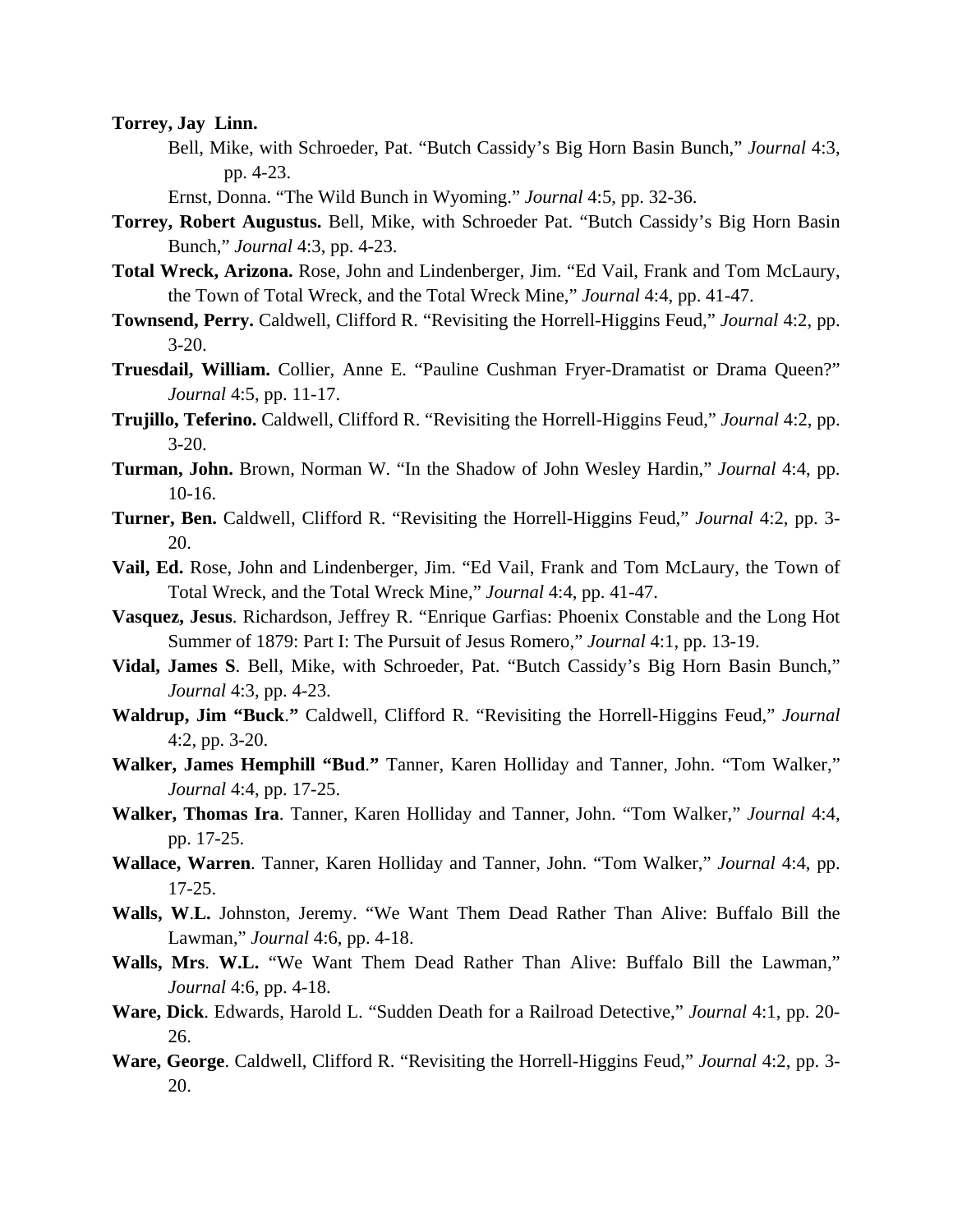**Torrey, Jay Linn.**

Bell, Mike, with Schroeder, Pat. "Butch Cassidy's Big Horn Basin Bunch," *Journal* 4:3, pp. 4-23.

Ernst, Donna. "The Wild Bunch in Wyoming." *Journal* 4:5, pp. 32-36.

**Torrey, Robert Augustus.** Bell, Mike, with Schroeder Pat. "Butch Cassidy's Big Horn Basin Bunch," *Journal* 4:3, pp. 4-23.

**Total Wreck, Arizona.** Rose, John and Lindenberger, Jim. "Ed Vail, Frank and Tom McLaury, the Town of Total Wreck, and the Total Wreck Mine," *Journal* 4:4, pp. 41-47.

**Townsend, Perry.** Caldwell, Clifford R. "Revisiting the Horrell-Higgins Feud," *Journal* 4:2, pp. 3-20.

**Truesdail, William.** Collier, Anne E. "Pauline Cushman Fryer-Dramatist or Drama Queen?" *Journal* 4:5, pp. 11-17.

**Trujillo, Teferino.** Caldwell, Clifford R. "Revisiting the Horrell-Higgins Feud," *Journal* 4:2, pp. 3-20.

**Turman, John.** Brown, Norman W. "In the Shadow of John Wesley Hardin," *Journal* 4:4, pp. 10-16.

**Turner, Ben.** Caldwell, Clifford R. "Revisiting the Horrell-Higgins Feud," *Journal* 4:2, pp. 3-20.

**Vail, Ed.** Rose, John and Lindenberger, Jim. "Ed Vail, Frank and Tom McLaury, the Town of Total Wreck, and the Total Wreck Mine," *Journal* 4:4, pp. 41-47.

**Vasquez, Jesus**. Richardson, Jeffrey R. "Enrique Garfias: Phoenix Constable and the Long Hot Summer of 1879: Part I: The Pursuit of Jesus Romero," *Journal* 4:1, pp. 13-19.

**Vidal, James S**. Bell, Mike, with Schroeder, Pat. "Butch Cassidy's Big Horn Basin Bunch," *Journal* 4:3, pp. 4-23.

**Waldrup, Jim "Buck."** Caldwell, Clifford R. "Revisiting the Horrell-Higgins Feud," *Journal* 4:2, pp. 3-20.

**Walker, James Hemphill "Bud."** Tanner, Karen Holliday and Tanner, John. "Tom Walker," *Journal* 4:4, pp. 17-25.

**Walker, Thomas Ira**. Tanner, Karen Holliday and Tanner, John. "Tom Walker," *Journal* 4:4, pp. 17-25.

**Wallace, Warren**. Tanner, Karen Holliday and Tanner, John. "Tom Walker," *Journal* 4:4, pp. 17-25.

**Walls, W.L.** Johnston, Jeremy. "We Want Them Dead Rather Than Alive: Buffalo Bill the Lawman," *Journal* 4:6, pp. 4-18.

**Walls, Mrs. W.L.** "We Want Them Dead Rather Than Alive: Buffalo Bill the Lawman," *Journal* 4:6, pp. 4-18.

**Ware, Dick**. Edwards, Harold L. "Sudden Death for a Railroad Detective," *Journal* 4:1, pp. 20-26.

**Ware, George**. Caldwell, Clifford R. "Revisiting the Horrell-Higgins Feud," *Journal* 4:2, pp. 3-20.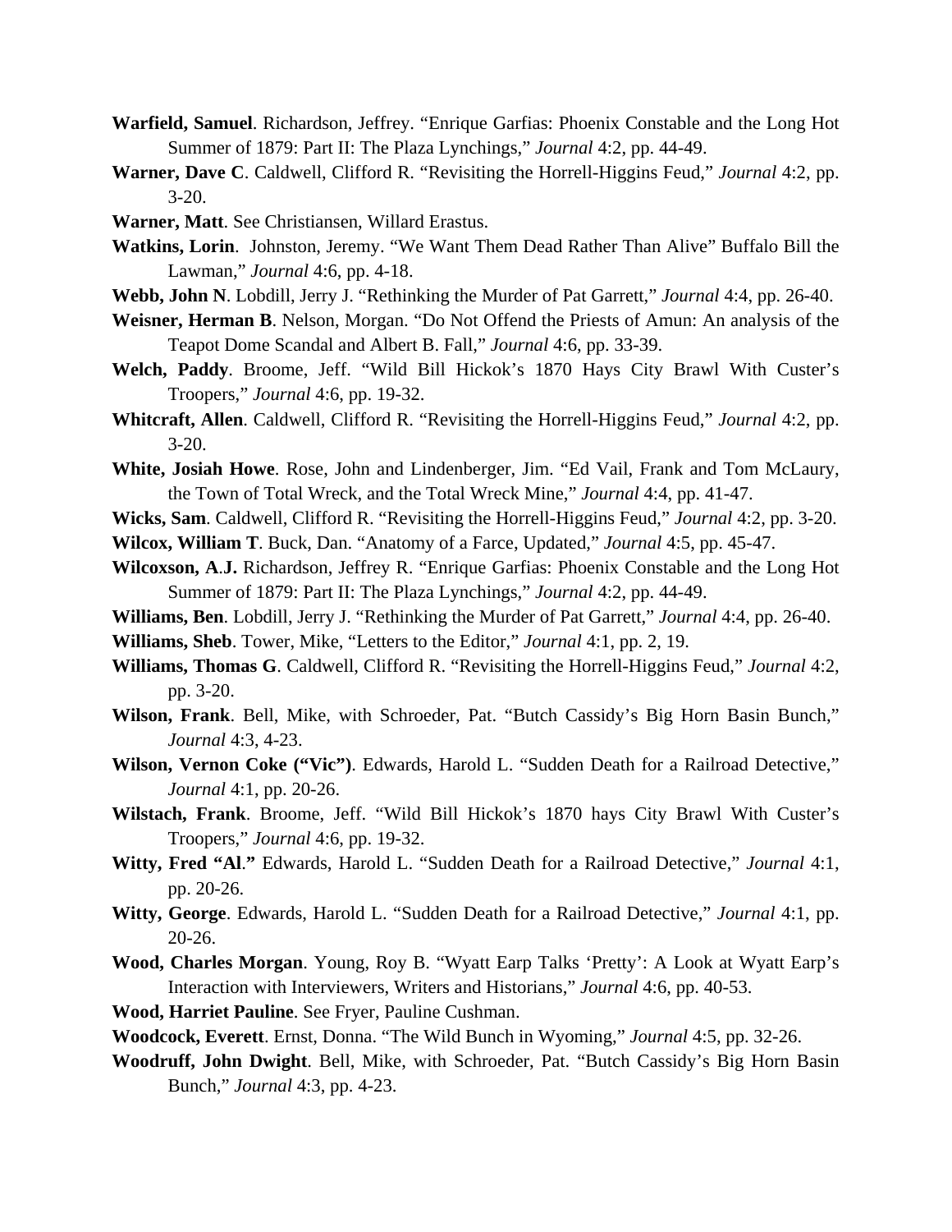**Warfield, Samuel**. Richardson, Jeffrey. "Enrique Garfias: Phoenix Constable and the Long Hot Summer of 1879: Part II: The Plaza Lynchings," *Journal* 4:2, pp. 44-49.

**Warner, Dave C**. Caldwell, Clifford R. "Revisiting the Horrell-Higgins Feud," *Journal* 4:2, pp. 3-20.

**Warner, Matt**. See Christiansen, Willard Erastus.

**Watkins, Lorin**. Johnston, Jeremy. "We Want Them Dead Rather Than Alive" Buffalo Bill the Lawman," *Journal* 4:6, pp. 4-18.

**Webb, John N**. Lobdill, Jerry J. "Rethinking the Murder of Pat Garrett," *Journal* 4:4, pp. 26-40.

**Weisner, Herman B**. Nelson, Morgan. "Do Not Offend the Priests of Amun: An analysis of the Teapot Dome Scandal and Albert B. Fall," *Journal* 4:6, pp. 33-39.

**Welch, Paddy**. Broome, Jeff. "Wild Bill Hickok's 1870 Hays City Brawl With Custer's Troopers," *Journal* 4:6, pp. 19-32.

**Whitcraft, Allen**. Caldwell, Clifford R. "Revisiting the Horrell-Higgins Feud," *Journal* 4:2, pp. 3-20.

**White, Josiah Howe**. Rose, John and Lindenberger, Jim. "Ed Vail, Frank and Tom McLaury, the Town of Total Wreck, and the Total Wreck Mine," *Journal* 4:4, pp. 41-47.

**Wicks, Sam**. Caldwell, Clifford R. "Revisiting the Horrell-Higgins Feud," *Journal* 4:2, pp. 3-20.

**Wilcox, William T**. Buck, Dan. "Anatomy of a Farce, Updated," *Journal* 4:5, pp. 45-47.

**Wilcoxson, A.J.** Richardson, Jeffrey R. "Enrique Garfias: Phoenix Constable and the Long Hot Summer of 1879: Part II: The Plaza Lynchings," *Journal* 4:2, pp. 44-49.

**Williams, Ben**. Lobdill, Jerry J. "Rethinking the Murder of Pat Garrett," *Journal* 4:4, pp. 26-40.

**Williams, Sheb**. Tower, Mike, "Letters to the Editor," *Journal* 4:1, pp. 2, 19.

**Williams, Thomas G**. Caldwell, Clifford R. "Revisiting the Horrell-Higgins Feud," *Journal* 4:2, pp. 3-20.

**Wilson, Frank**. Bell, Mike, with Schroeder, Pat. "Butch Cassidy's Big Horn Basin Bunch," *Journal* 4:3, 4-23.

**Wilson, Vernon Coke ("Vic")**. Edwards, Harold L. "Sudden Death for a Railroad Detective," *Journal* 4:1, pp. 20-26.

**Wilstach, Frank**. Broome, Jeff. "Wild Bill Hickok's 1870 hays City Brawl With Custer's Troopers," *Journal* 4:6, pp. 19-32.

**Witty, Fred "Al."** Edwards, Harold L. "Sudden Death for a Railroad Detective," *Journal* 4:1, pp. 20-26.

**Witty, George**. Edwards, Harold L. "Sudden Death for a Railroad Detective," *Journal* 4:1, pp. 20-26.

**Wood, Charles Morgan**. Young, Roy B. "Wyatt Earp Talks 'Pretty': A Look at Wyatt Earp's Interaction with Interviewers, Writers and Historians," *Journal* 4:6, pp. 40-53.

**Wood, Harriet Pauline**. See Fryer, Pauline Cushman.

**Woodcock, Everett**. Ernst, Donna. "The Wild Bunch in Wyoming," *Journal* 4:5, pp. 32-26.

**Woodruff, John Dwight**. Bell, Mike, with Schroeder, Pat. "Butch Cassidy's Big Horn Basin Bunch," *Journal* 4:3, pp. 4-23.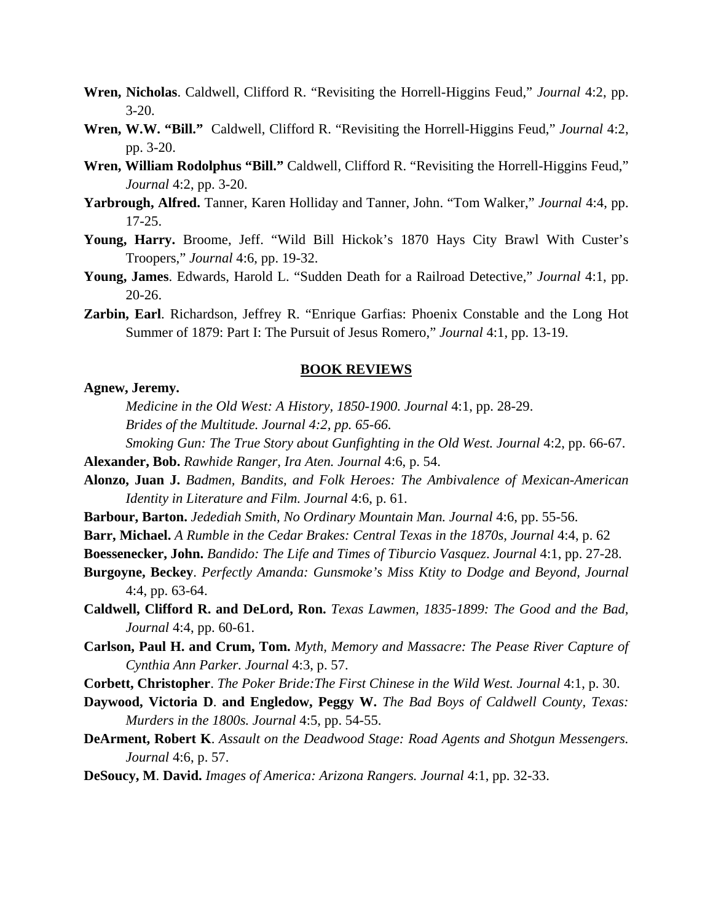**Wren, Nicholas**. Caldwell, Clifford R. "Revisiting the Horrell-Higgins Feud," *Journal* 4:2, pp. 3-20.

**Wren, W.W. "Bill."** Caldwell, Clifford R. "Revisiting the Horrell-Higgins Feud," *Journal* 4:2, pp. 3-20.

**Wren, William Rodolphus "Bill."** Caldwell, Clifford R. "Revisiting the Horrell-Higgins Feud," *Journal* 4:2, pp. 3-20.

**Yarbrough, Alfred.** Tanner, Karen Holliday and Tanner, John. "Tom Walker," *Journal* 4:4, pp. 17-25.

**Young, Harry.** Broome, Jeff. "Wild Bill Hickok's 1870 Hays City Brawl With Custer's Troopers," *Journal* 4:6, pp. 19-32.

**Young, James**. Edwards, Harold L. "Sudden Death for a Railroad Detective," *Journal* 4:1, pp. 20-26.

**Zarbin, Earl**. Richardson, Jeffrey R. "Enrique Garfias: Phoenix Constable and the Long Hot Summer of 1879: Part I: The Pursuit of Jesus Romero," *Journal* 4:1, pp. 13-19.

## BOOK REVIEWS

**Agnew, Jeremy.**

*Medicine in the Old West: A History, 1850-1900. Journal* 4:1, pp. 28-29.

*Brides of the Multitude. Journal 4:2, pp. 65-66.*

*Smoking Gun: The True Story about Gunfighting in the Old West. Journal* 4:2, pp. 66-67.

**Alexander, Bob.** *Rawhide Ranger, Ira Aten. Journal* 4:6, p. 54.

**Alonzo, Juan J.** *Badmen, Bandits, and Folk Heroes: The Ambivalence of Mexican-American Identity in Literature and Film. Journal* 4:6, p. 61.

**Barbour, Barton.** *Jedediah Smith, No Ordinary Mountain Man. Journal* 4:6, pp. 55-56.

**Barr, Michael.** *A Rumble in the Cedar Brakes: Central Texas in the 1870s, Journal* 4:4, p. 62

**Boessenecker, John.** *Bandido: The Life and Times of Tiburcio Vasquez*. *Journal* 4:1, pp. 27-28.

**Burgoyne, Beckey**. *Perfectly Amanda: Gunsmoke's Miss Ktity to Dodge and Beyond, Journal* 4:4, pp. 63-64.

**Caldwell, Clifford R. and DeLord, Ron.** *Texas Lawmen, 1835-1899: The Good and the Bad, Journal* 4:4, pp. 60-61.

**Carlson, Paul H. and Crum, Tom.** *Myth, Memory and Massacre: The Pease River Capture of Cynthia Ann Parker. Journal* 4:3, p. 57.

**Corbett, Christopher**. *The Poker Bride:The First Chinese in the Wild West. Journal* 4:1, p. 30.

**Daywood, Victoria D**. **and Engledow, Peggy W.** *The Bad Boys of Caldwell County, Texas: Murders in the 1800s. Journal* 4:5, pp. 54-55.

**DeArment, Robert K**. *Assault on the Deadwood Stage: Road Agents and Shotgun Messengers. Journal* 4:6, p. 57.

**DeSoucy, M**. **David.** *Images of America: Arizona Rangers. Journal* 4:1, pp. 32-33.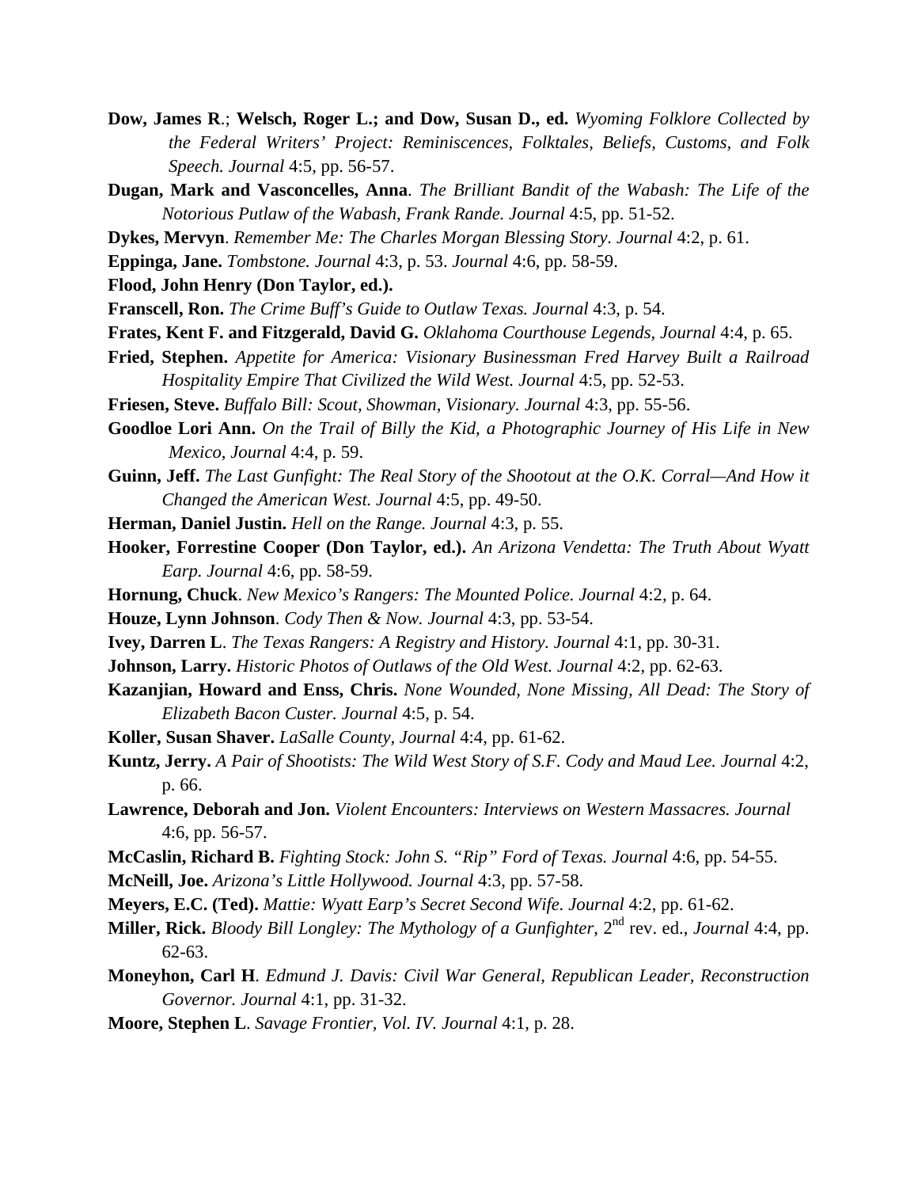**Dow, James R.**; **Welsch, Roger L.; and Dow, Susan D., ed.** *Wyoming Folklore Collected by the Federal Writers' Project: Reminiscences, Folktales, Beliefs, Customs, and Folk Speech. Journal* 4:5, pp. 56-57.

**Dugan, Mark and Vasconcelles, Anna**. *The Brilliant Bandit of the Wabash: The Life of the Notorious Putlaw of the Wabash, Frank Rande. Journal* 4:5, pp. 51-52.

**Dykes, Mervyn**. *Remember Me: The Charles Morgan Blessing Story. Journal* 4:2, p. 61.

**Eppinga, Jane.** *Tombstone. Journal* 4:3, p. 53. *Journal* 4:6, pp. 58-59.

**Flood, John Henry (Don Taylor, ed.).**

**Franscell, Ron.** *The Crime Buff's Guide to Outlaw Texas. Journal* 4:3, p. 54.

**Frates, Kent F. and Fitzgerald, David G.** *Oklahoma Courthouse Legends, Journal* 4:4, p. 65.

**Fried, Stephen.** *Appetite for America: Visionary Businessman Fred Harvey Built a Railroad Hospitality Empire That Civilized the Wild West. Journal* 4:5, pp. 52-53.

**Friesen, Steve.** *Buffalo Bill: Scout, Showman, Visionary. Journal* 4:3, pp. 55-56.

**Goodloe Lori Ann.** *On the Trail of Billy the Kid, a Photographic Journey of His Life in New Mexico, Journal* 4:4, p. 59.

**Guinn, Jeff.** *The Last Gunfight: The Real Story of the Shootout at the O.K. Corral—And How it Changed the American West. Journal* 4:5, pp. 49-50.

**Herman, Daniel Justin.** *Hell on the Range. Journal* 4:3, p. 55.

**Hooker, Forrestine Cooper (Don Taylor, ed.).** *An Arizona Vendetta: The Truth About Wyatt Earp. Journal* 4:6, pp. 58-59.

**Hornung, Chuck**. *New Mexico's Rangers: The Mounted Police. Journal* 4:2, p. 64.

**Houze, Lynn Johnson**. *Cody Then & Now. Journal* 4:3, pp. 53-54.

**Ivey, Darren L**. *The Texas Rangers: A Registry and History. Journal* 4:1, pp. 30-31.

**Johnson, Larry.** *Historic Photos of Outlaws of the Old West. Journal* 4:2, pp. 62-63.

**Kazanjian, Howard and Enss, Chris.** *None Wounded, None Missing, All Dead: The Story of Elizabeth Bacon Custer. Journal* 4:5, p. 54.

**Koller, Susan Shaver.** *LaSalle County, Journal* 4:4, pp. 61-62.

**Kuntz, Jerry.** *A Pair of Shootists: The Wild West Story of S.F. Cody and Maud Lee. Journal* 4:2, p. 66.

**Lawrence, Deborah and Jon.** *Violent Encounters: Interviews on Western Massacres. Journal* 4:6, pp. 56-57.

**McCaslin, Richard B.** *Fighting Stock: John S. "Rip" Ford of Texas. Journal* 4:6, pp. 54-55.

**McNeill, Joe.** *Arizona's Little Hollywood. Journal* 4:3, pp. 57-58.

**Meyers, E.C. (Ted).** *Mattie: Wyatt Earp's Secret Second Wife. Journal* 4:2, pp. 61-62.

**Miller, Rick.** *Bloody Bill Longley: The Mythology of a Gunfighter*, 2nd rev. ed., *Journal* 4:4, pp. 62-63.

**Moneyhon, Carl H**. *Edmund J. Davis: Civil War General, Republican Leader, Reconstruction Governor. Journal* 4:1, pp. 31-32.

**Moore, Stephen L**. *Savage Frontier, Vol. IV. Journal* 4:1, p. 28.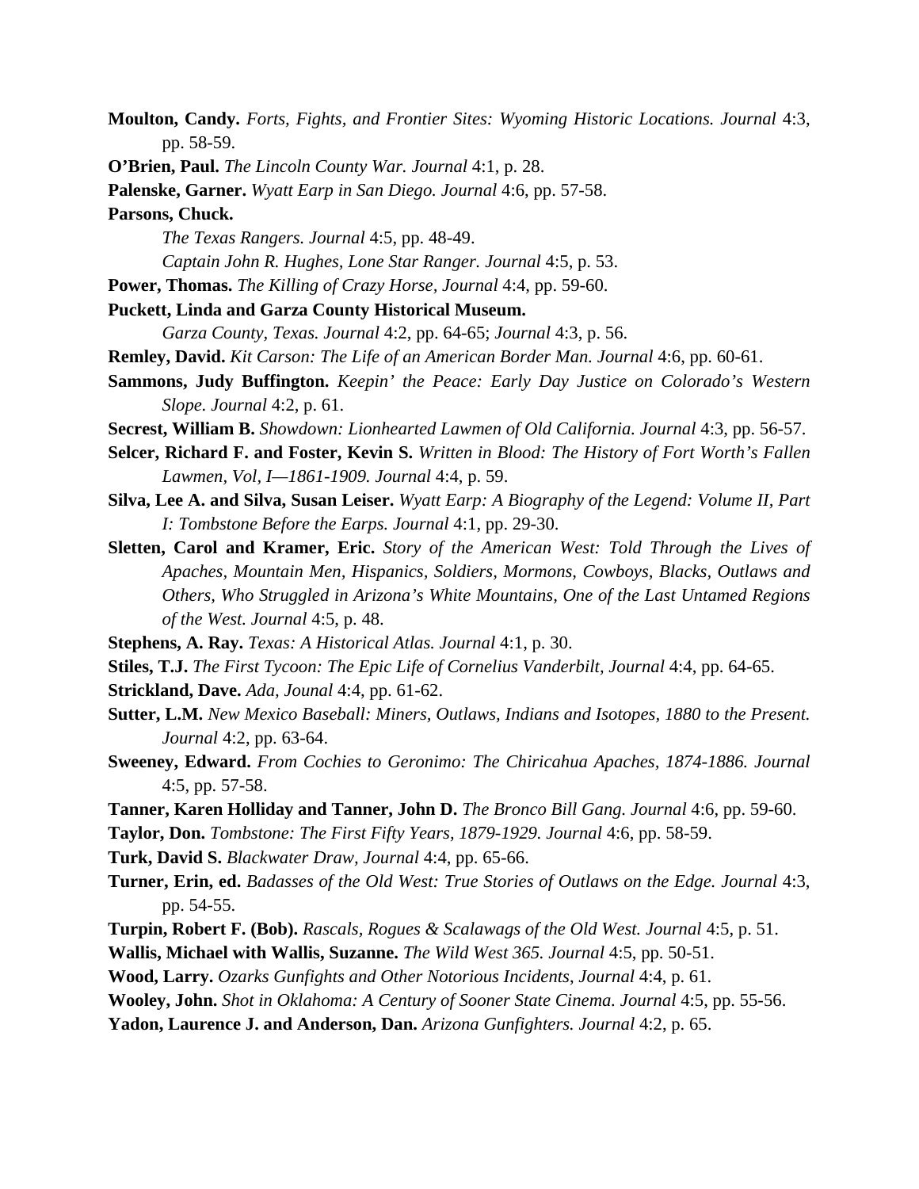**Moulton, Candy.** *Forts, Fights, and Frontier Sites: Wyoming Historic Locations. Journal* 4:3, pp. 58-59.

**O'Brien, Paul.** *The Lincoln County War. Journal* 4:1, p. 28.

**Palenske, Garner.** *Wyatt Earp in San Diego. Journal* 4:6, pp. 57-58.

**Parsons, Chuck.**

*The Texas Rangers. Journal* 4:5, pp. 48-49.

*Captain John R. Hughes, Lone Star Ranger. Journal* 4:5, p. 53.

**Power, Thomas.** *The Killing of Crazy Horse*, *Journal* 4:4, pp. 59-60.

**Puckett, Linda and Garza County Historical Museum.**

*Garza County, Texas. Journal* 4:2, pp. 64-65; *Journal* 4:3, p. 56.

**Remley, David.** *Kit Carson: The Life of an American Border Man. Journal* 4:6, pp. 60-61.

**Sammons, Judy Buffington.** *Keepin' the Peace: Early Day Justice on Colorado's Western Slope. Journal* 4:2, p. 61.

**Secrest, William B.** *Showdown: Lionhearted Lawmen of Old California. Journal* 4:3, pp. 56-57.

**Selcer, Richard F. and Foster, Kevin S.** *Written in Blood: The History of Fort Worth's Fallen Lawmen, Vol, I—1861-1909. Journal* 4:4, p. 59.

**Silva, Lee A. and Silva, Susan Leiser.** *Wyatt Earp: A Biography of the Legend: Volume II, Part I: Tombstone Before the Earps. Journal* 4:1, pp. 29-30.

**Sletten, Carol and Kramer, Eric.** *Story of the American West: Told Through the Lives of Apaches, Mountain Men, Hispanics, Soldiers, Mormons, Cowboys, Blacks, Outlaws and Others, Who Struggled in Arizona's White Mountains, One of the Last Untamed Regions of the West. Journal* 4:5, p. 48.

**Stephens, A. Ray.** *Texas: A Historical Atlas. Journal* 4:1, p. 30.

**Stiles, T.J.** *The First Tycoon: The Epic Life of Cornelius Vanderbilt, Journal* 4:4, pp. 64-65.

**Strickland, Dave.** *Ada, Jounal* 4:4, pp. 61-62.

**Sutter, L.M.** *New Mexico Baseball: Miners, Outlaws, Indians and Isotopes, 1880 to the Present. Journal* 4:2, pp. 63-64.

**Sweeney, Edward.** *From Cochies to Geronimo: The Chiricahua Apaches, 1874-1886. Journal* 4:5, pp. 57-58.

**Tanner, Karen Holliday and Tanner, John D.** *The Bronco Bill Gang. Journal* 4:6, pp. 59-60.

**Taylor, Don.** *Tombstone: The First Fifty Years, 1879-1929. Journal* 4:6, pp. 58-59.

**Turk, David S.** *Blackwater Draw, Journal* 4:4, pp. 65-66.

**Turner, Erin, ed.** *Badasses of the Old West: True Stories of Outlaws on the Edge. Journal* 4:3, pp. 54-55.

**Turpin, Robert F. (Bob).** *Rascals, Rogues & Scalawags of the Old West. Journal* 4:5, p. 51.

**Wallis, Michael with Wallis, Suzanne.** *The Wild West 365. Journal* 4:5, pp. 50-51.

**Wood, Larry.** *Ozarks Gunfights and Other Notorious Incidents*, *Journal* 4:4, p. 61.

**Wooley, John.** *Shot in Oklahoma: A Century of Sooner State Cinema. Journal* 4:5, pp. 55-56.

**Yadon, Laurence J. and Anderson, Dan.** *Arizona Gunfighters. Journal* 4:2, p. 65.